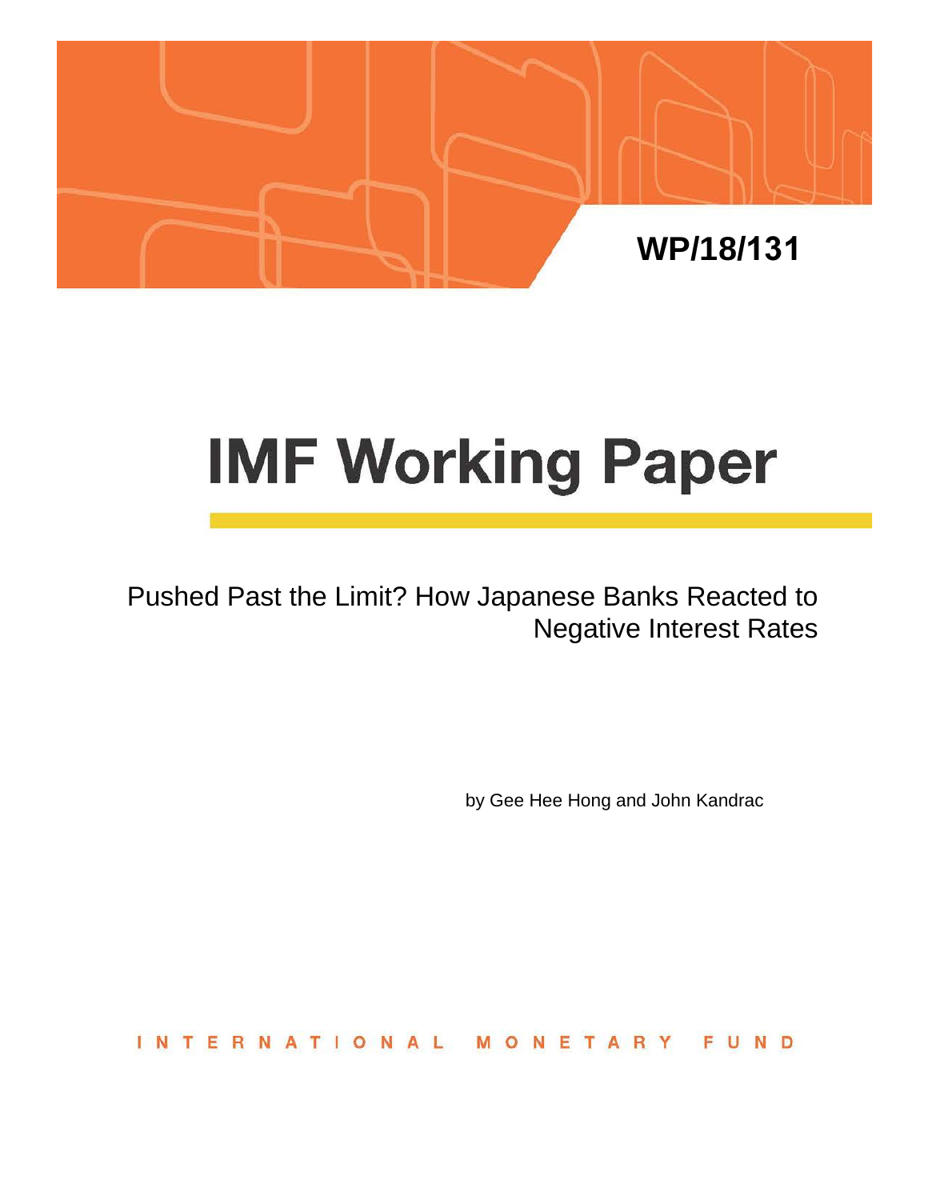WP/18/131

# IMF Working Paper

Pushed Past the Limit? How Japanese Banks Reacted to Negative Interest Rates

by Gee Hee Hong and John Kandrac

INTERNATIONAL MONETARY FUND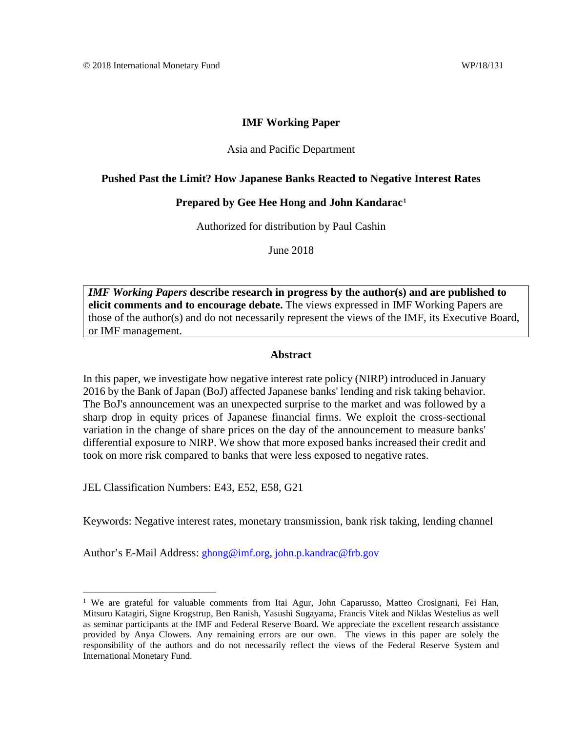© 2018 International Monetary Fund WP/18/131

**IMF Working Paper**

Asia and Pacific Department

**Pushed Past the Limit? How Japanese Banks Reacted to Negative Interest Rates**

**Prepared by Gee Hee Hong and John Kandarac[1]**

Authorized for distribution by Paul Cashin

June 2018

***IMF Working Papers*** **describe research in progress by the author(s) and are published to elicit comments and to encourage debate.** The views expressed in IMF Working Papers are those of the author(s) and do not necessarily represent the views of the IMF, its Executive Board, or IMF management.

**Abstract**

In this paper, we investigate how negative interest rate policy (NIRP) introduced in January 2016 by the Bank of Japan (BoJ) affected Japanese banks' lending and risk taking behavior. The BoJ's announcement was an unexpected surprise to the market and was followed by a sharp drop in equity prices of Japanese financial firms. We exploit the cross-sectional variation in the change of share prices on the day of the announcement to measure banks' differential exposure to NIRP. We show that more exposed banks increased their credit and took on more risk compared to banks that were less exposed to negative rates.

JEL Classification Numbers: E43, E52, E58, G21

Keywords: Negative interest rates, monetary transmission, bank risk taking, lending channel

Author's E-Mail Address: ghong@imf.org, john.p.kandrac@frb.gov

[1] We are grateful for valuable comments from Itai Agur, John Caparusso, Matteo Crosignani, Fei Han, Mitsuru Katagiri, Signe Krogstrup, Ben Ranish, Yasushi Sugayama, Francis Vitek and Niklas Westelius as well as seminar participants at the IMF and Federal Reserve Board. We appreciate the excellent research assistance provided by Anya Clowers. Any remaining errors are our own. The views in this paper are solely the responsibility of the authors and do not necessarily reflect the views of the Federal Reserve System and International Monetary Fund.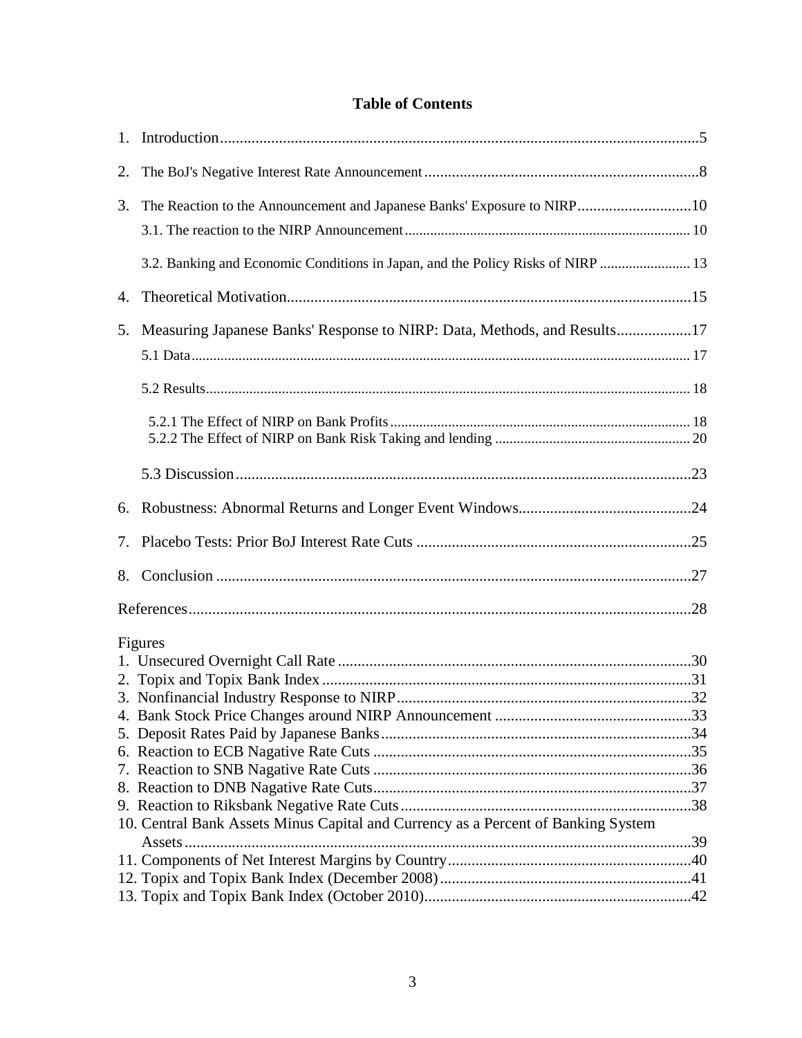# Table of Contents

1. Introduction....5
2. The BoJ's Negative Interest Rate Announcement....8
3. The Reaction to the Announcement and Japanese Banks' Exposure to NIRP....10
   - 3.1. The reaction to the NIRP Announcement....10
   - 3.2. Banking and Economic Conditions in Japan, and the Policy Risks of NIRP....13
4. Theoretical Motivation....15
5. Measuring Japanese Banks' Response to NIRP: Data, Methods, and Results....17
   - 5.1 Data....17
   - 5.2 Results....18
     - 5.2.1 The Effect of NIRP on Bank Profits....18
     - 5.2.2 The Effect of NIRP on Bank Risk Taking and lending....20
   - 5.3 Discussion....23
6. Robustness: Abnormal Returns and Longer Event Windows....24
7. Placebo Tests: Prior BoJ Interest Rate Cuts....25
8. Conclusion....27

References....28

Figures

1. Unsecured Overnight Call Rate....30
2. Topix and Topix Bank Index....31
3. Nonfinancial Industry Response to NIRP....32
4. Bank Stock Price Changes around NIRP Announcement....33
5. Deposit Rates Paid by Japanese Banks....34
6. Reaction to ECB Nagative Rate Cuts....35
7. Reaction to SNB Nagative Rate Cuts....36
8. Reaction to DNB Nagative Rate Cuts....37
9. Reaction to Riksbank Negative Rate Cuts....38
10. Central Bank Assets Minus Capital and Currency as a Percent of Banking System Assets....39
11. Components of Net Interest Margins by Country....40
12. Topix and Topix Bank Index (December 2008)....41
13. Topix and Topix Bank Index (October 2010)....42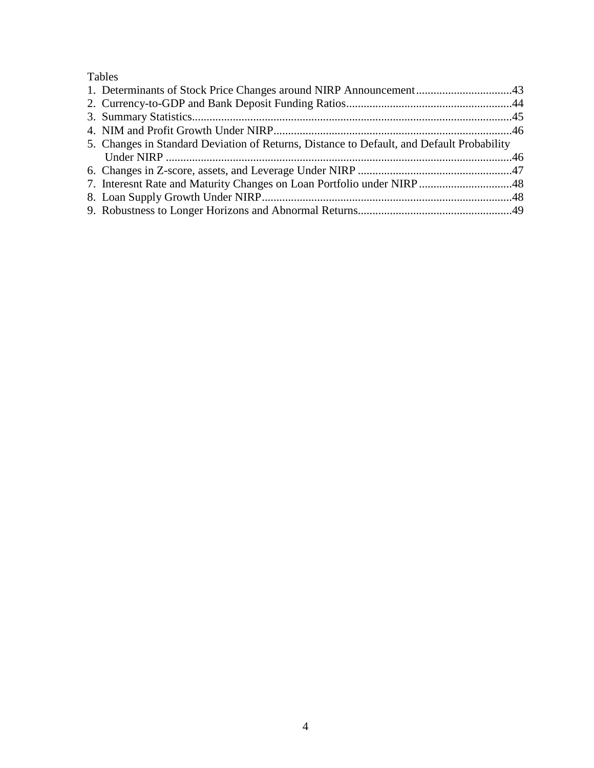Tables

1. Determinants of Stock Price Changes around NIRP Announcement.................................43
2. Currency-to-GDP and Bank Deposit Funding Ratios.........................................................44
3. Summary Statistics.............................................................................................................45
4. NIM and Profit Growth Under NIRP.................................................................................46
5. Changes in Standard Deviation of Returns, Distance to Default, and Default Probability Under NIRP ......................................................................................................................46
6. Changes in Z-score, assets, and Leverage Under NIRP .....................................................47
7. Interesnt Rate and Maturity Changes on Loan Portfolio under NIRP................................48
8. Loan Supply Growth Under NIRP.....................................................................................48
9. Robustness to Longer Horizons and Abnormal Returns.....................................................49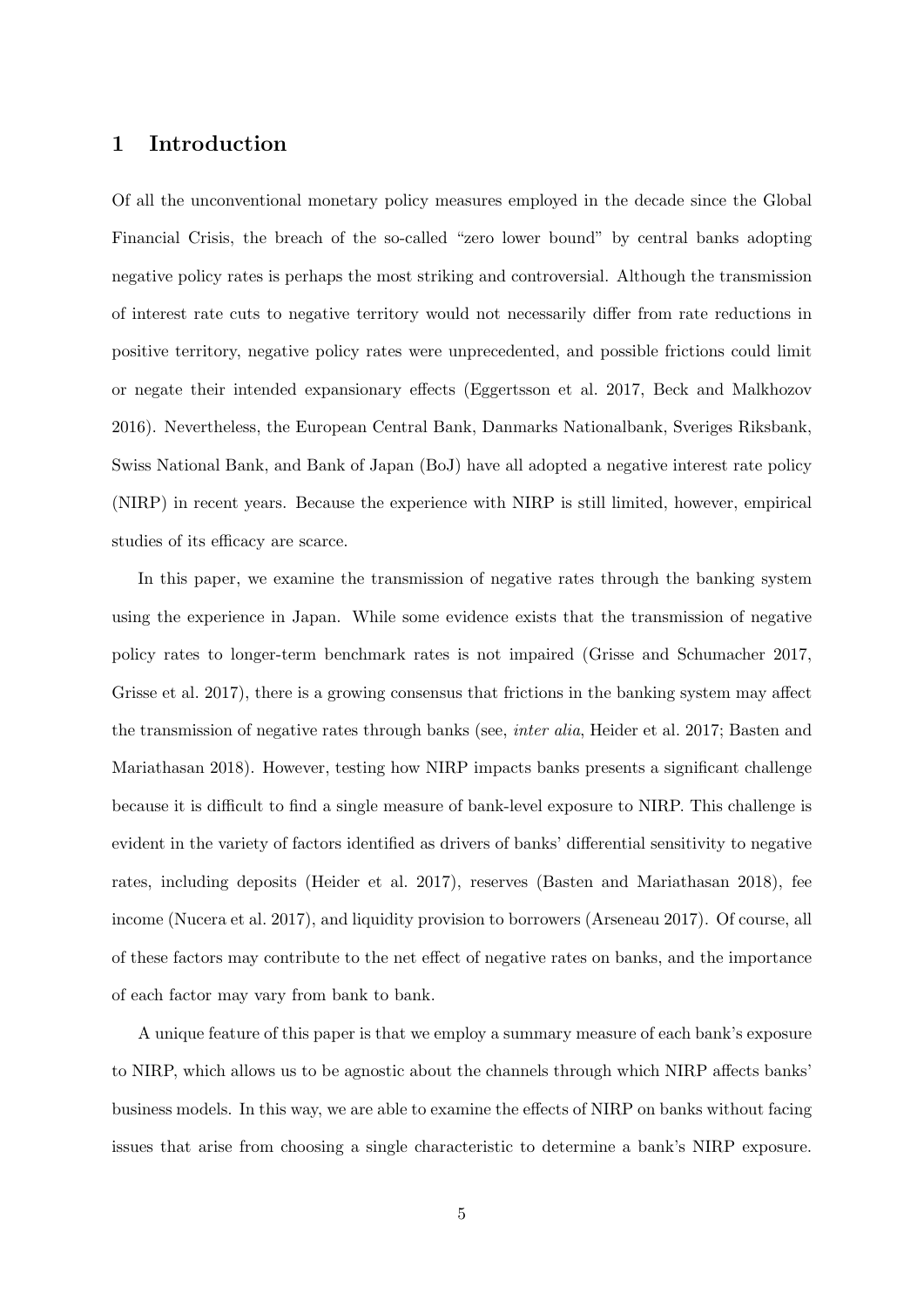# 1 Introduction

Of all the unconventional monetary policy measures employed in the decade since the Global Financial Crisis, the breach of the so-called "zero lower bound" by central banks adopting negative policy rates is perhaps the most striking and controversial. Although the transmission of interest rate cuts to negative territory would not necessarily differ from rate reductions in positive territory, negative policy rates were unprecedented, and possible frictions could limit or negate their intended expansionary effects (Eggertsson et al. 2017, Beck and Malkhozov 2016). Nevertheless, the European Central Bank, Danmarks Nationalbank, Sveriges Riksbank, Swiss National Bank, and Bank of Japan (BoJ) have all adopted a negative interest rate policy (NIRP) in recent years. Because the experience with NIRP is still limited, however, empirical studies of its efficacy are scarce.

In this paper, we examine the transmission of negative rates through the banking system using the experience in Japan. While some evidence exists that the transmission of negative policy rates to longer-term benchmark rates is not impaired (Grisse and Schumacher 2017, Grisse et al. 2017), there is a growing consensus that frictions in the banking system may affect the transmission of negative rates through banks (see, *inter alia*, Heider et al. 2017; Basten and Mariathasan 2018). However, testing how NIRP impacts banks presents a significant challenge because it is difficult to find a single measure of bank-level exposure to NIRP. This challenge is evident in the variety of factors identified as drivers of banks' differential sensitivity to negative rates, including deposits (Heider et al. 2017), reserves (Basten and Mariathasan 2018), fee income (Nucera et al. 2017), and liquidity provision to borrowers (Arseneau 2017). Of course, all of these factors may contribute to the net effect of negative rates on banks, and the importance of each factor may vary from bank to bank.

A unique feature of this paper is that we employ a summary measure of each bank's exposure to NIRP, which allows us to be agnostic about the channels through which NIRP affects banks' business models. In this way, we are able to examine the effects of NIRP on banks without facing issues that arise from choosing a single characteristic to determine a bank's NIRP exposure.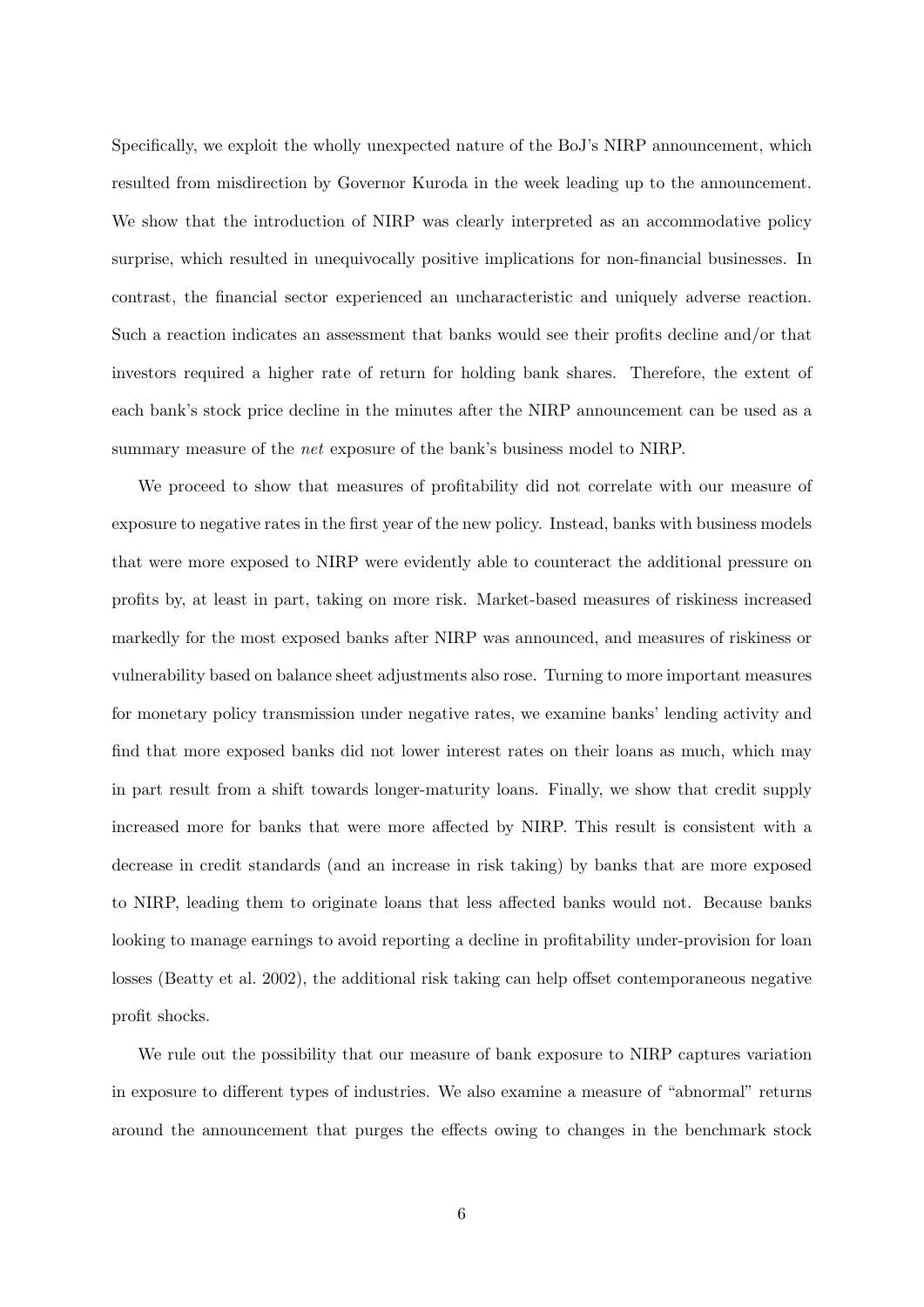Specifically, we exploit the wholly unexpected nature of the BoJ's NIRP announcement, which resulted from misdirection by Governor Kuroda in the week leading up to the announcement. We show that the introduction of NIRP was clearly interpreted as an accommodative policy surprise, which resulted in unequivocally positive implications for non-financial businesses. In contrast, the financial sector experienced an uncharacteristic and uniquely adverse reaction. Such a reaction indicates an assessment that banks would see their profits decline and/or that investors required a higher rate of return for holding bank shares. Therefore, the extent of each bank's stock price decline in the minutes after the NIRP announcement can be used as a summary measure of the *net* exposure of the bank's business model to NIRP.

We proceed to show that measures of profitability did not correlate with our measure of exposure to negative rates in the first year of the new policy. Instead, banks with business models that were more exposed to NIRP were evidently able to counteract the additional pressure on profits by, at least in part, taking on more risk. Market-based measures of riskiness increased markedly for the most exposed banks after NIRP was announced, and measures of riskiness or vulnerability based on balance sheet adjustments also rose. Turning to more important measures for monetary policy transmission under negative rates, we examine banks' lending activity and find that more exposed banks did not lower interest rates on their loans as much, which may in part result from a shift towards longer-maturity loans. Finally, we show that credit supply increased more for banks that were more affected by NIRP. This result is consistent with a decrease in credit standards (and an increase in risk taking) by banks that are more exposed to NIRP, leading them to originate loans that less affected banks would not. Because banks looking to manage earnings to avoid reporting a decline in profitability under-provision for loan losses (Beatty et al. 2002), the additional risk taking can help offset contemporaneous negative profit shocks.

We rule out the possibility that our measure of bank exposure to NIRP captures variation in exposure to different types of industries. We also examine a measure of "abnormal" returns around the announcement that purges the effects owing to changes in the benchmark stock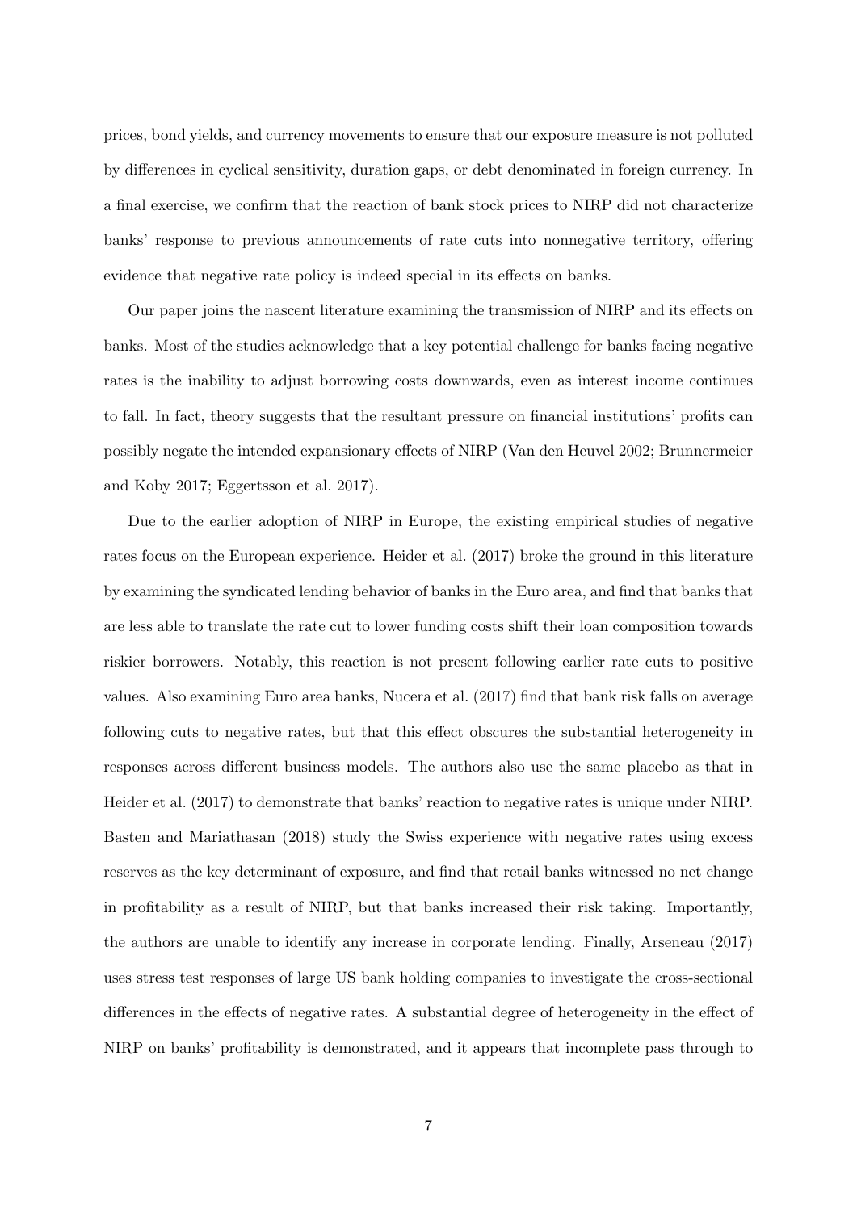prices, bond yields, and currency movements to ensure that our exposure measure is not polluted by differences in cyclical sensitivity, duration gaps, or debt denominated in foreign currency. In a final exercise, we confirm that the reaction of bank stock prices to NIRP did not characterize banks' response to previous announcements of rate cuts into nonnegative territory, offering evidence that negative rate policy is indeed special in its effects on banks.

Our paper joins the nascent literature examining the transmission of NIRP and its effects on banks. Most of the studies acknowledge that a key potential challenge for banks facing negative rates is the inability to adjust borrowing costs downwards, even as interest income continues to fall. In fact, theory suggests that the resultant pressure on financial institutions' profits can possibly negate the intended expansionary effects of NIRP (Van den Heuvel 2002; Brunnermeier and Koby 2017; Eggertsson et al. 2017).

Due to the earlier adoption of NIRP in Europe, the existing empirical studies of negative rates focus on the European experience. Heider et al. (2017) broke the ground in this literature by examining the syndicated lending behavior of banks in the Euro area, and find that banks that are less able to translate the rate cut to lower funding costs shift their loan composition towards riskier borrowers. Notably, this reaction is not present following earlier rate cuts to positive values. Also examining Euro area banks, Nucera et al. (2017) find that bank risk falls on average following cuts to negative rates, but that this effect obscures the substantial heterogeneity in responses across different business models. The authors also use the same placebo as that in Heider et al. (2017) to demonstrate that banks' reaction to negative rates is unique under NIRP. Basten and Mariathasan (2018) study the Swiss experience with negative rates using excess reserves as the key determinant of exposure, and find that retail banks witnessed no net change in profitability as a result of NIRP, but that banks increased their risk taking. Importantly, the authors are unable to identify any increase in corporate lending. Finally, Arseneau (2017) uses stress test responses of large US bank holding companies to investigate the cross-sectional differences in the effects of negative rates. A substantial degree of heterogeneity in the effect of NIRP on banks' profitability is demonstrated, and it appears that incomplete pass through to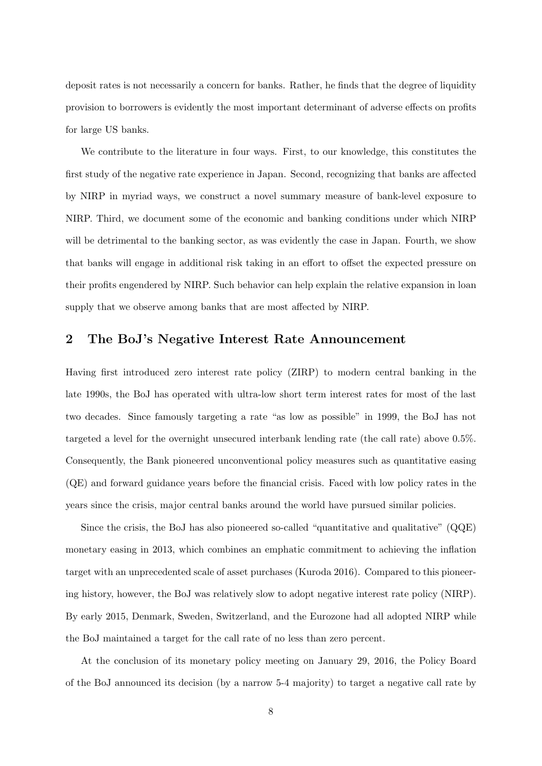deposit rates is not necessarily a concern for banks. Rather, he finds that the degree of liquidity provision to borrowers is evidently the most important determinant of adverse effects on profits for large US banks.

We contribute to the literature in four ways. First, to our knowledge, this constitutes the first study of the negative rate experience in Japan. Second, recognizing that banks are affected by NIRP in myriad ways, we construct a novel summary measure of bank-level exposure to NIRP. Third, we document some of the economic and banking conditions under which NIRP will be detrimental to the banking sector, as was evidently the case in Japan. Fourth, we show that banks will engage in additional risk taking in an effort to offset the expected pressure on their profits engendered by NIRP. Such behavior can help explain the relative expansion in loan supply that we observe among banks that are most affected by NIRP.

## 2 The BoJ's Negative Interest Rate Announcement

Having first introduced zero interest rate policy (ZIRP) to modern central banking in the late 1990s, the BoJ has operated with ultra-low short term interest rates for most of the last two decades. Since famously targeting a rate "as low as possible" in 1999, the BoJ has not targeted a level for the overnight unsecured interbank lending rate (the call rate) above 0.5%. Consequently, the Bank pioneered unconventional policy measures such as quantitative easing (QE) and forward guidance years before the financial crisis. Faced with low policy rates in the years since the crisis, major central banks around the world have pursued similar policies.

Since the crisis, the BoJ has also pioneered so-called "quantitative and qualitative" (QQE) monetary easing in 2013, which combines an emphatic commitment to achieving the inflation target with an unprecedented scale of asset purchases (Kuroda 2016). Compared to this pioneering history, however, the BoJ was relatively slow to adopt negative interest rate policy (NIRP). By early 2015, Denmark, Sweden, Switzerland, and the Eurozone had all adopted NIRP while the BoJ maintained a target for the call rate of no less than zero percent.

At the conclusion of its monetary policy meeting on January 29, 2016, the Policy Board of the BoJ announced its decision (by a narrow 5-4 majority) to target a negative call rate by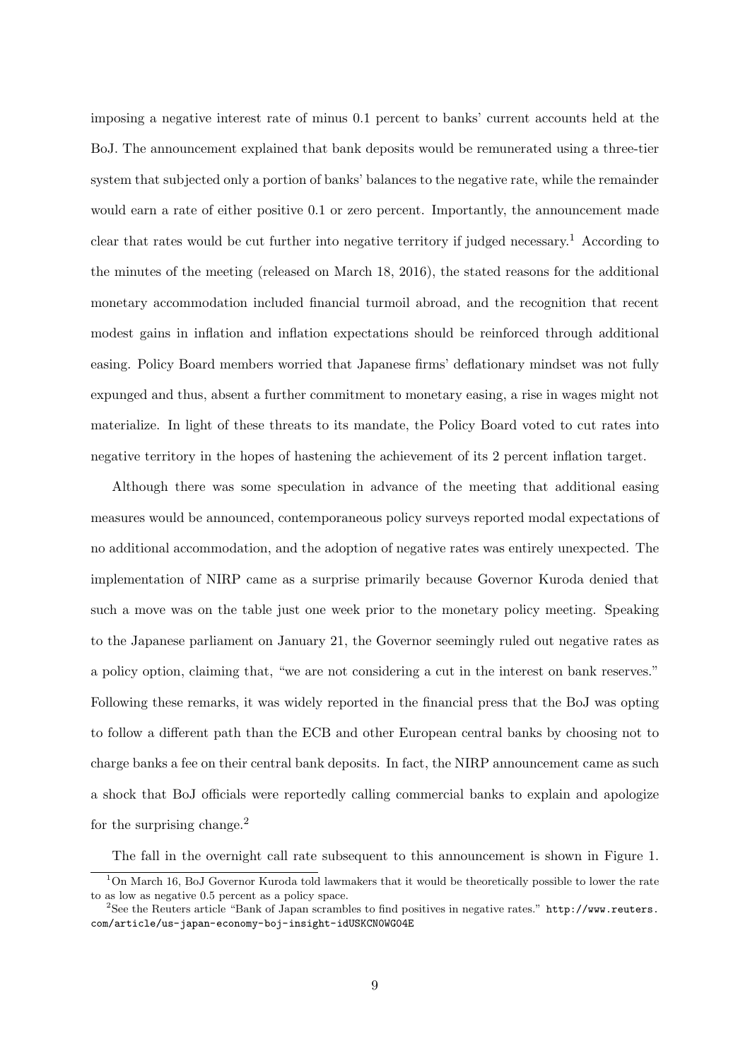imposing a negative interest rate of minus 0.1 percent to banks' current accounts held at the BoJ. The announcement explained that bank deposits would be remunerated using a three-tier system that subjected only a portion of banks' balances to the negative rate, while the remainder would earn a rate of either positive 0.1 or zero percent. Importantly, the announcement made clear that rates would be cut further into negative territory if judged necessary.[1] According to the minutes of the meeting (released on March 18, 2016), the stated reasons for the additional monetary accommodation included financial turmoil abroad, and the recognition that recent modest gains in inflation and inflation expectations should be reinforced through additional easing. Policy Board members worried that Japanese firms' deflationary mindset was not fully expunged and thus, absent a further commitment to monetary easing, a rise in wages might not materialize. In light of these threats to its mandate, the Policy Board voted to cut rates into negative territory in the hopes of hastening the achievement of its 2 percent inflation target.

Although there was some speculation in advance of the meeting that additional easing measures would be announced, contemporaneous policy surveys reported modal expectations of no additional accommodation, and the adoption of negative rates was entirely unexpected. The implementation of NIRP came as a surprise primarily because Governor Kuroda denied that such a move was on the table just one week prior to the monetary policy meeting. Speaking to the Japanese parliament on January 21, the Governor seemingly ruled out negative rates as a policy option, claiming that, "we are not considering a cut in the interest on bank reserves." Following these remarks, it was widely reported in the financial press that the BoJ was opting to follow a different path than the ECB and other European central banks by choosing not to charge banks a fee on their central bank deposits. In fact, the NIRP announcement came as such a shock that BoJ officials were reportedly calling commercial banks to explain and apologize for the surprising change.[2]

The fall in the overnight call rate subsequent to this announcement is shown in Figure 1.

[1] On March 16, BoJ Governor Kuroda told lawmakers that it would be theoretically possible to lower the rate to as low as negative 0.5 percent as a policy space.

[2] See the Reuters article "Bank of Japan scrambles to find positives in negative rates." http://www.reuters.com/article/us-japan-economy-boj-insight-idUSKCN0WG04E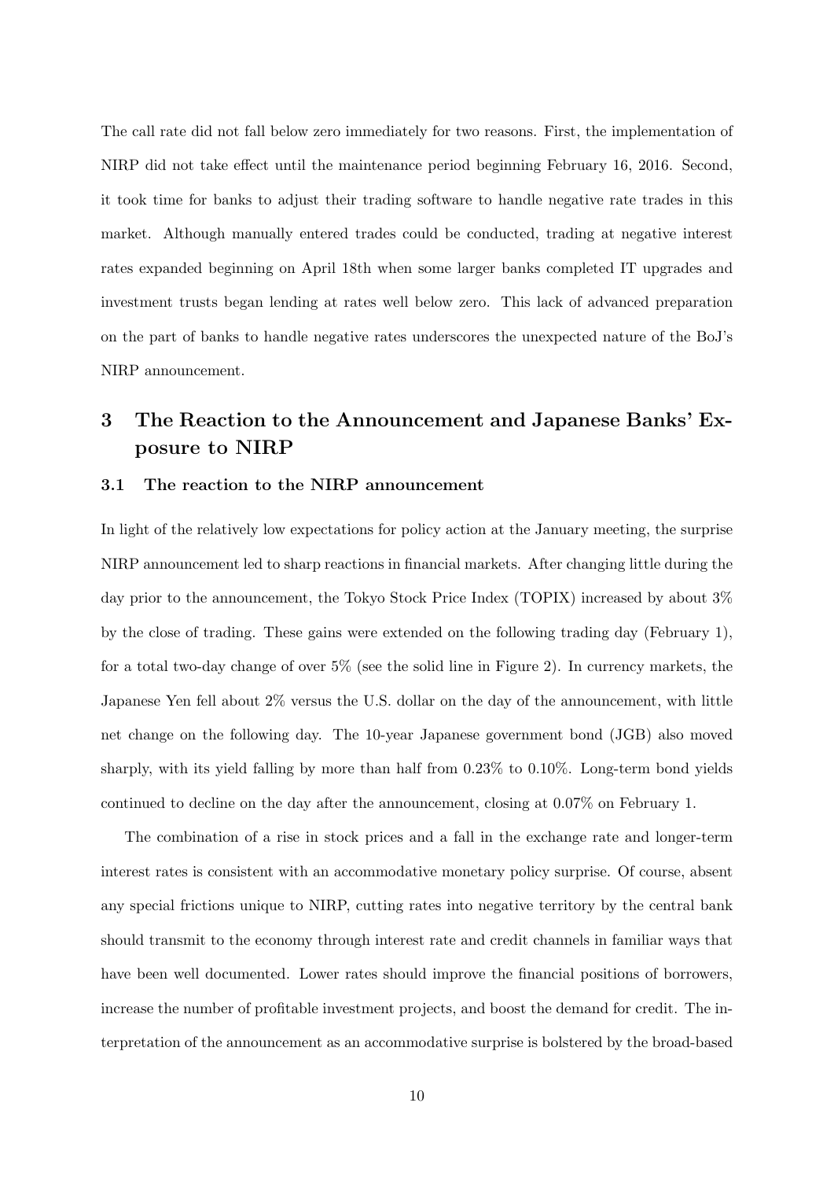The call rate did not fall below zero immediately for two reasons. First, the implementation of NIRP did not take effect until the maintenance period beginning February 16, 2016. Second, it took time for banks to adjust their trading software to handle negative rate trades in this market. Although manually entered trades could be conducted, trading at negative interest rates expanded beginning on April 18th when some larger banks completed IT upgrades and investment trusts began lending at rates well below zero. This lack of advanced preparation on the part of banks to handle negative rates underscores the unexpected nature of the BoJ's NIRP announcement.

# 3 The Reaction to the Announcement and Japanese Banks' Exposure to NIRP

## 3.1 The reaction to the NIRP announcement

In light of the relatively low expectations for policy action at the January meeting, the surprise NIRP announcement led to sharp reactions in financial markets. After changing little during the day prior to the announcement, the Tokyo Stock Price Index (TOPIX) increased by about 3% by the close of trading. These gains were extended on the following trading day (February 1), for a total two-day change of over 5% (see the solid line in Figure 2). In currency markets, the Japanese Yen fell about 2% versus the U.S. dollar on the day of the announcement, with little net change on the following day. The 10-year Japanese government bond (JGB) also moved sharply, with its yield falling by more than half from 0.23% to 0.10%. Long-term bond yields continued to decline on the day after the announcement, closing at 0.07% on February 1.

The combination of a rise in stock prices and a fall in the exchange rate and longer-term interest rates is consistent with an accommodative monetary policy surprise. Of course, absent any special frictions unique to NIRP, cutting rates into negative territory by the central bank should transmit to the economy through interest rate and credit channels in familiar ways that have been well documented. Lower rates should improve the financial positions of borrowers, increase the number of profitable investment projects, and boost the demand for credit. The interpretation of the announcement as an accommodative surprise is bolstered by the broad-based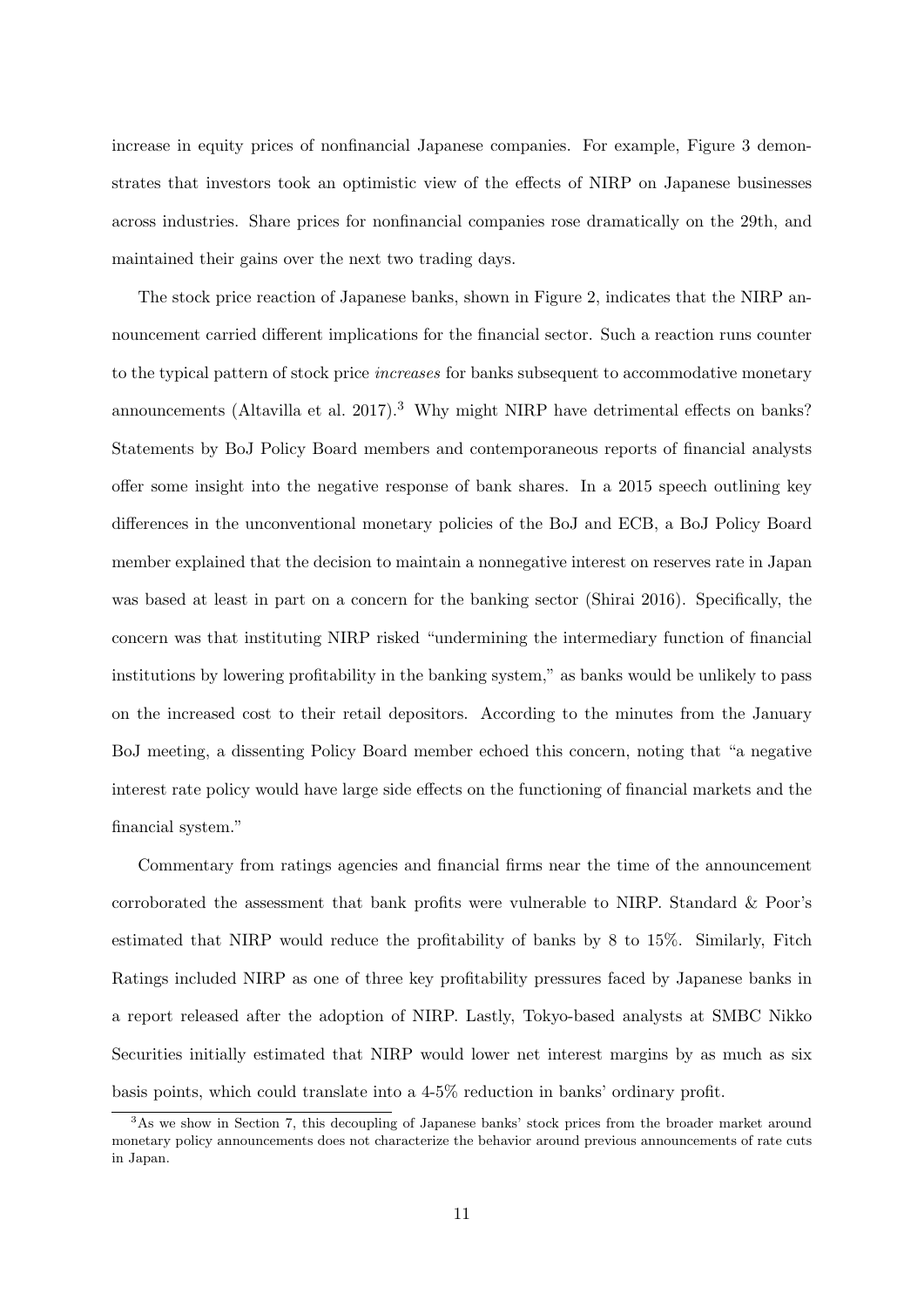increase in equity prices of nonfinancial Japanese companies. For example, Figure 3 demonstrates that investors took an optimistic view of the effects of NIRP on Japanese businesses across industries. Share prices for nonfinancial companies rose dramatically on the 29th, and maintained their gains over the next two trading days.

The stock price reaction of Japanese banks, shown in Figure 2, indicates that the NIRP announcement carried different implications for the financial sector. Such a reaction runs counter to the typical pattern of stock price *increases* for banks subsequent to accommodative monetary announcements (Altavilla et al. 2017).[3] Why might NIRP have detrimental effects on banks? Statements by BoJ Policy Board members and contemporaneous reports of financial analysts offer some insight into the negative response of bank shares. In a 2015 speech outlining key differences in the unconventional monetary policies of the BoJ and ECB, a BoJ Policy Board member explained that the decision to maintain a nonnegative interest on reserves rate in Japan was based at least in part on a concern for the banking sector (Shirai 2016). Specifically, the concern was that instituting NIRP risked "undermining the intermediary function of financial institutions by lowering profitability in the banking system," as banks would be unlikely to pass on the increased cost to their retail depositors. According to the minutes from the January BoJ meeting, a dissenting Policy Board member echoed this concern, noting that "a negative interest rate policy would have large side effects on the functioning of financial markets and the financial system."

Commentary from ratings agencies and financial firms near the time of the announcement corroborated the assessment that bank profits were vulnerable to NIRP. Standard & Poor's estimated that NIRP would reduce the profitability of banks by 8 to 15%. Similarly, Fitch Ratings included NIRP as one of three key profitability pressures faced by Japanese banks in a report released after the adoption of NIRP. Lastly, Tokyo-based analysts at SMBC Nikko Securities initially estimated that NIRP would lower net interest margins by as much as six basis points, which could translate into a 4-5% reduction in banks' ordinary profit.

[3] As we show in Section 7, this decoupling of Japanese banks' stock prices from the broader market around monetary policy announcements does not characterize the behavior around previous announcements of rate cuts in Japan.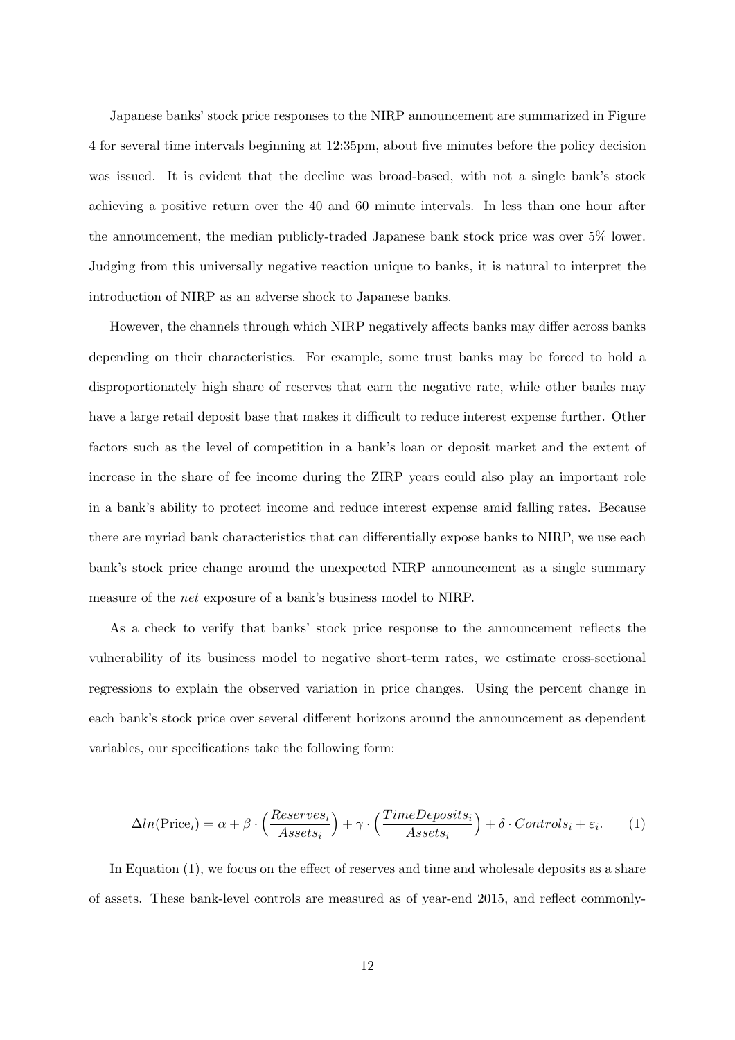Japanese banks' stock price responses to the NIRP announcement are summarized in Figure 4 for several time intervals beginning at 12:35pm, about five minutes before the policy decision was issued. It is evident that the decline was broad-based, with not a single bank's stock achieving a positive return over the 40 and 60 minute intervals. In less than one hour after the announcement, the median publicly-traded Japanese bank stock price was over 5% lower. Judging from this universally negative reaction unique to banks, it is natural to interpret the introduction of NIRP as an adverse shock to Japanese banks.

However, the channels through which NIRP negatively affects banks may differ across banks depending on their characteristics. For example, some trust banks may be forced to hold a disproportionately high share of reserves that earn the negative rate, while other banks may have a large retail deposit base that makes it difficult to reduce interest expense further. Other factors such as the level of competition in a bank's loan or deposit market and the extent of increase in the share of fee income during the ZIRP years could also play an important role in a bank's ability to protect income and reduce interest expense amid falling rates. Because there are myriad bank characteristics that can differentially expose banks to NIRP, we use each bank's stock price change around the unexpected NIRP announcement as a single summary measure of the *net* exposure of a bank's business model to NIRP.

As a check to verify that banks' stock price response to the announcement reflects the vulnerability of its business model to negative short-term rates, we estimate cross-sectional regressions to explain the observed variation in price changes. Using the percent change in each bank's stock price over several different horizons around the announcement as dependent variables, our specifications take the following form:

$$\Delta ln(\text{Price}_i) = \alpha + \beta \cdot \left(\frac{Reserves_i}{Assets_i}\right) + \gamma \cdot \left(\frac{TimeDeposits_i}{Assets_i}\right) + \delta \cdot Controls_i + \varepsilon_i. \qquad (1)$$

In Equation (1), we focus on the effect of reserves and time and wholesale deposits as a share of assets. These bank-level controls are measured as of year-end 2015, and reflect commonly-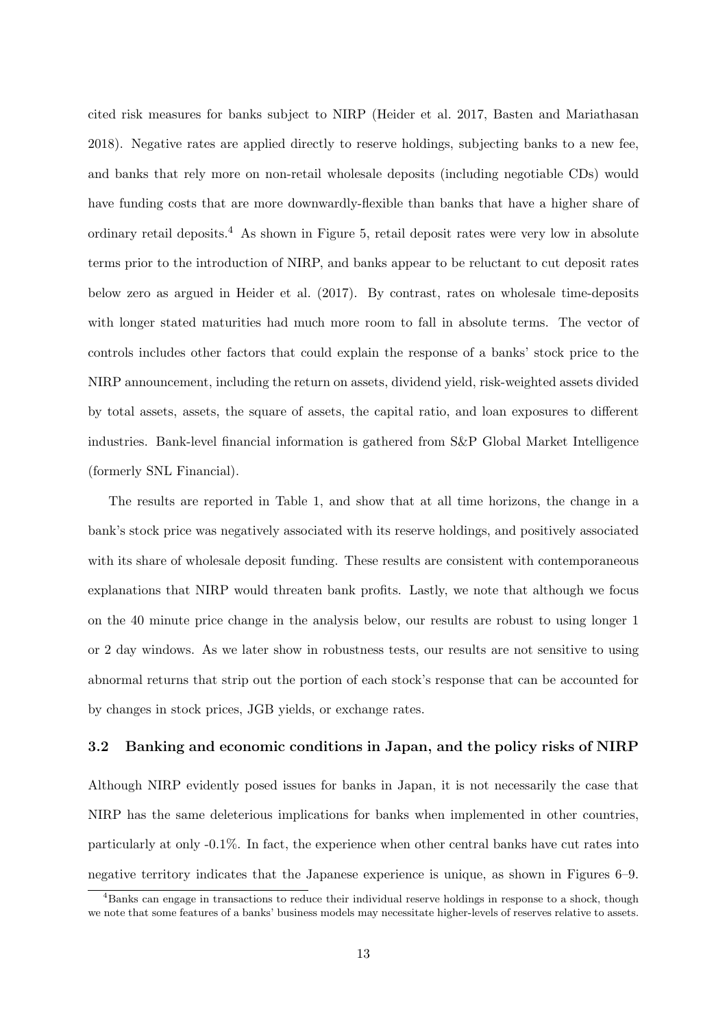cited risk measures for banks subject to NIRP (Heider et al. 2017, Basten and Mariathasan 2018). Negative rates are applied directly to reserve holdings, subjecting banks to a new fee, and banks that rely more on non-retail wholesale deposits (including negotiable CDs) would have funding costs that are more downwardly-flexible than banks that have a higher share of ordinary retail deposits.[4] As shown in Figure 5, retail deposit rates were very low in absolute terms prior to the introduction of NIRP, and banks appear to be reluctant to cut deposit rates below zero as argued in Heider et al. (2017). By contrast, rates on wholesale time-deposits with longer stated maturities had much more room to fall in absolute terms. The vector of controls includes other factors that could explain the response of a banks' stock price to the NIRP announcement, including the return on assets, dividend yield, risk-weighted assets divided by total assets, assets, the square of assets, the capital ratio, and loan exposures to different industries. Bank-level financial information is gathered from S&P Global Market Intelligence (formerly SNL Financial).

The results are reported in Table 1, and show that at all time horizons, the change in a bank's stock price was negatively associated with its reserve holdings, and positively associated with its share of wholesale deposit funding. These results are consistent with contemporaneous explanations that NIRP would threaten bank profits. Lastly, we note that although we focus on the 40 minute price change in the analysis below, our results are robust to using longer 1 or 2 day windows. As we later show in robustness tests, our results are not sensitive to using abnormal returns that strip out the portion of each stock's response that can be accounted for by changes in stock prices, JGB yields, or exchange rates.

### 3.2 Banking and economic conditions in Japan, and the policy risks of NIRP

Although NIRP evidently posed issues for banks in Japan, it is not necessarily the case that NIRP has the same deleterious implications for banks when implemented in other countries, particularly at only -0.1%. In fact, the experience when other central banks have cut rates into negative territory indicates that the Japanese experience is unique, as shown in Figures 6–9.

[4] Banks can engage in transactions to reduce their individual reserve holdings in response to a shock, though we note that some features of a banks' business models may necessitate higher-levels of reserves relative to assets.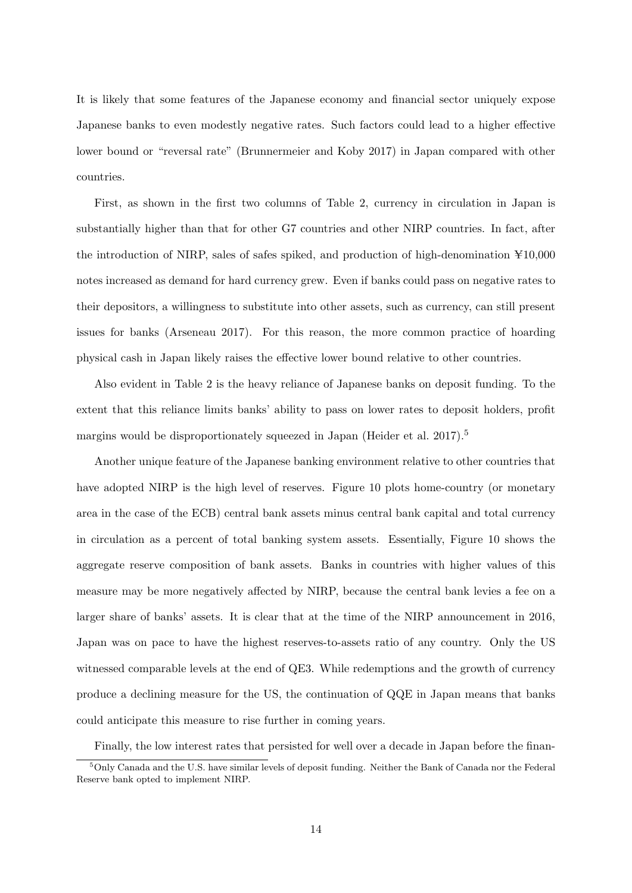It is likely that some features of the Japanese economy and financial sector uniquely expose Japanese banks to even modestly negative rates. Such factors could lead to a higher effective lower bound or "reversal rate" (Brunnermeier and Koby 2017) in Japan compared with other countries.

First, as shown in the first two columns of Table 2, currency in circulation in Japan is substantially higher than that for other G7 countries and other NIRP countries. In fact, after the introduction of NIRP, sales of safes spiked, and production of high-denomination ¥10,000 notes increased as demand for hard currency grew. Even if banks could pass on negative rates to their depositors, a willingness to substitute into other assets, such as currency, can still present issues for banks (Arseneau 2017). For this reason, the more common practice of hoarding physical cash in Japan likely raises the effective lower bound relative to other countries.

Also evident in Table 2 is the heavy reliance of Japanese banks on deposit funding. To the extent that this reliance limits banks' ability to pass on lower rates to deposit holders, profit margins would be disproportionately squeezed in Japan (Heider et al. 2017).[5]

Another unique feature of the Japanese banking environment relative to other countries that have adopted NIRP is the high level of reserves. Figure 10 plots home-country (or monetary area in the case of the ECB) central bank assets minus central bank capital and total currency in circulation as a percent of total banking system assets. Essentially, Figure 10 shows the aggregate reserve composition of bank assets. Banks in countries with higher values of this measure may be more negatively affected by NIRP, because the central bank levies a fee on a larger share of banks' assets. It is clear that at the time of the NIRP announcement in 2016, Japan was on pace to have the highest reserves-to-assets ratio of any country. Only the US witnessed comparable levels at the end of QE3. While redemptions and the growth of currency produce a declining measure for the US, the continuation of QQE in Japan means that banks could anticipate this measure to rise further in coming years.

Finally, the low interest rates that persisted for well over a decade in Japan before the finan-

[5] Only Canada and the U.S. have similar levels of deposit funding. Neither the Bank of Canada nor the Federal Reserve bank opted to implement NIRP.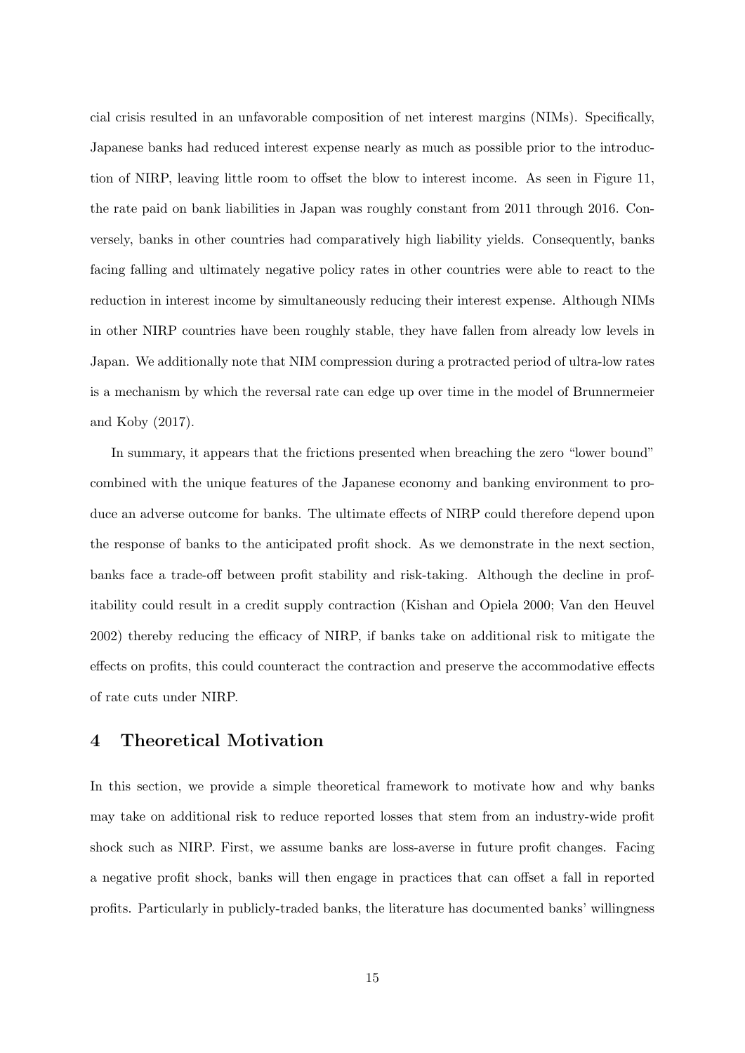cial crisis resulted in an unfavorable composition of net interest margins (NIMs). Specifically, Japanese banks had reduced interest expense nearly as much as possible prior to the introduction of NIRP, leaving little room to offset the blow to interest income. As seen in Figure 11, the rate paid on bank liabilities in Japan was roughly constant from 2011 through 2016. Conversely, banks in other countries had comparatively high liability yields. Consequently, banks facing falling and ultimately negative policy rates in other countries were able to react to the reduction in interest income by simultaneously reducing their interest expense. Although NIMs in other NIRP countries have been roughly stable, they have fallen from already low levels in Japan. We additionally note that NIM compression during a protracted period of ultra-low rates is a mechanism by which the reversal rate can edge up over time in the model of Brunnermeier and Koby (2017).

In summary, it appears that the frictions presented when breaching the zero "lower bound" combined with the unique features of the Japanese economy and banking environment to produce an adverse outcome for banks. The ultimate effects of NIRP could therefore depend upon the response of banks to the anticipated profit shock. As we demonstrate in the next section, banks face a trade-off between profit stability and risk-taking. Although the decline in profitability could result in a credit supply contraction (Kishan and Opiela 2000; Van den Heuvel 2002) thereby reducing the efficacy of NIRP, if banks take on additional risk to mitigate the effects on profits, this could counteract the contraction and preserve the accommodative effects of rate cuts under NIRP.

## 4 Theoretical Motivation

In this section, we provide a simple theoretical framework to motivate how and why banks may take on additional risk to reduce reported losses that stem from an industry-wide profit shock such as NIRP. First, we assume banks are loss-averse in future profit changes. Facing a negative profit shock, banks will then engage in practices that can offset a fall in reported profits. Particularly in publicly-traded banks, the literature has documented banks' willingness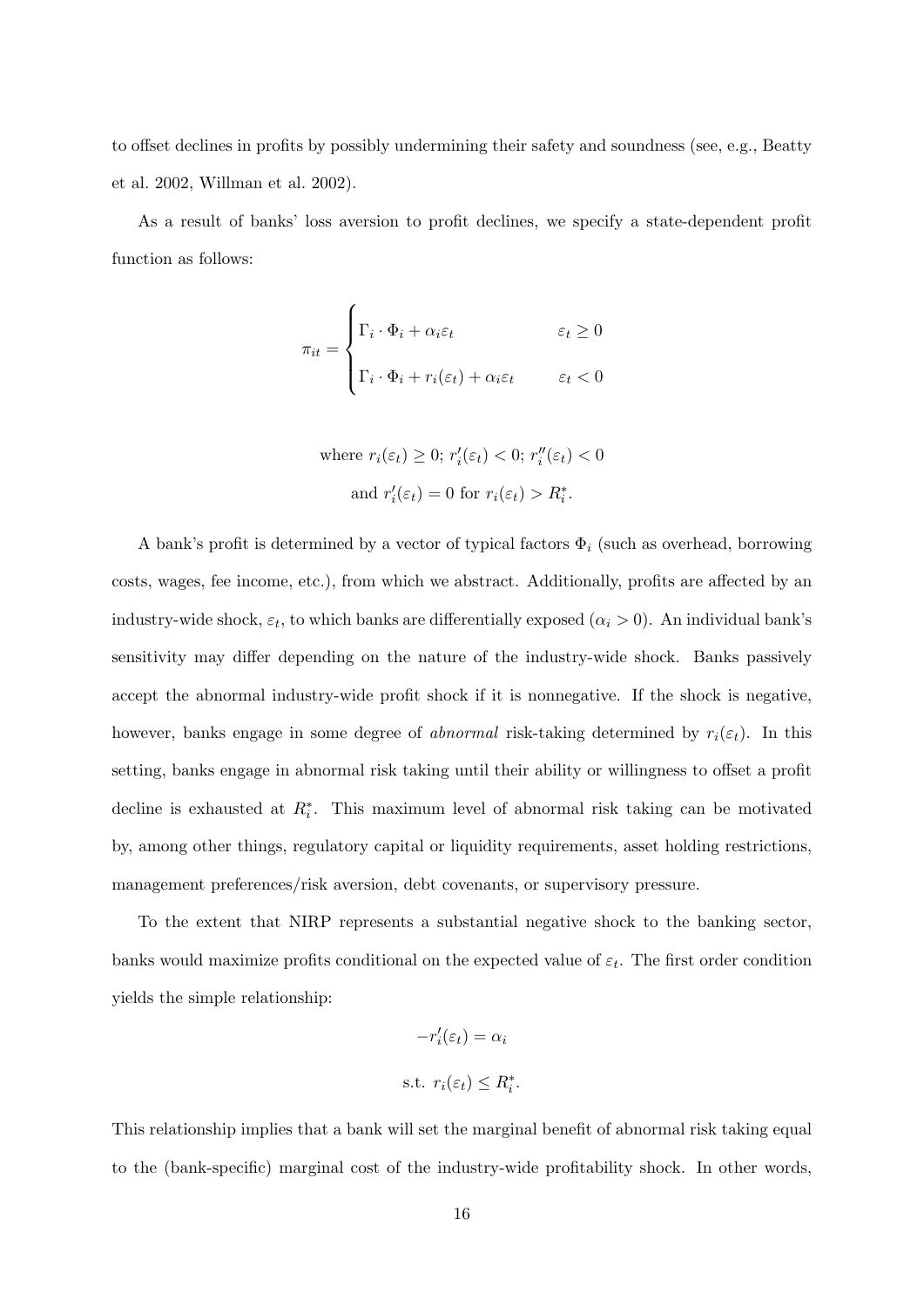to offset declines in profits by possibly undermining their safety and soundness (see, e.g., Beatty et al. 2002, Willman et al. 2002).

As a result of banks' loss aversion to profit declines, we specify a state-dependent profit function as follows:

$$\pi_{it} = \begin{cases} \Gamma_i \cdot \Phi_i + \alpha_i \varepsilon_t & \varepsilon_t \geq 0 \\ \Gamma_i \cdot \Phi_i + r_i(\varepsilon_t) + \alpha_i \varepsilon_t & \varepsilon_t < 0 \end{cases}$$

$$\text{where } r_i(\varepsilon_t) \geq 0;\ r_i'(\varepsilon_t) < 0;\ r_i''(\varepsilon_t) < 0$$
$$\text{and } r_i'(\varepsilon_t) = 0 \text{ for } r_i(\varepsilon_t) > R_i^*.$$

A bank's profit is determined by a vector of typical factors $\Phi_i$ (such as overhead, borrowing costs, wages, fee income, etc.), from which we abstract. Additionally, profits are affected by an industry-wide shock, $\varepsilon_t$, to which banks are differentially exposed ($\alpha_i > 0$). An individual bank's sensitivity may differ depending on the nature of the industry-wide shock. Banks passively accept the abnormal industry-wide profit shock if it is nonnegative. If the shock is negative, however, banks engage in some degree of *abnormal* risk-taking determined by $r_i(\varepsilon_t)$. In this setting, banks engage in abnormal risk taking until their ability or willingness to offset a profit decline is exhausted at $R_i^*$. This maximum level of abnormal risk taking can be motivated by, among other things, regulatory capital or liquidity requirements, asset holding restrictions, management preferences/risk aversion, debt covenants, or supervisory pressure.

To the extent that NIRP represents a substantial negative shock to the banking sector, banks would maximize profits conditional on the expected value of $\varepsilon_t$. The first order condition yields the simple relationship:

$$-r_i'(\varepsilon_t) = \alpha_i$$
$$\text{s.t. } r_i(\varepsilon_t) \leq R_i^*.$$

This relationship implies that a bank will set the marginal benefit of abnormal risk taking equal to the (bank-specific) marginal cost of the industry-wide profitability shock. In other words,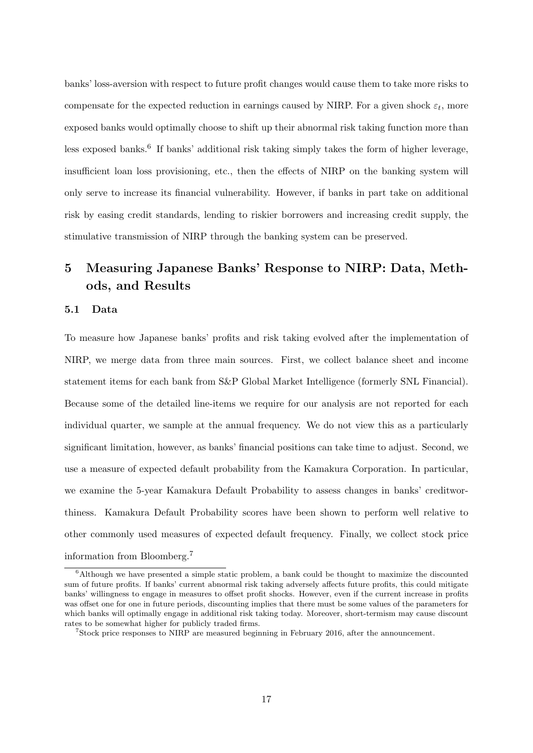banks' loss-aversion with respect to future profit changes would cause them to take more risks to compensate for the expected reduction in earnings caused by NIRP. For a given shock $\varepsilon_t$, more exposed banks would optimally choose to shift up their abnormal risk taking function more than less exposed banks.[6] If banks' additional risk taking simply takes the form of higher leverage, insufficient loan loss provisioning, etc., then the effects of NIRP on the banking system will only serve to increase its financial vulnerability. However, if banks in part take on additional risk by easing credit standards, lending to riskier borrowers and increasing credit supply, the stimulative transmission of NIRP through the banking system can be preserved.

# 5 Measuring Japanese Banks' Response to NIRP: Data, Methods, and Results

## 5.1 Data

To measure how Japanese banks' profits and risk taking evolved after the implementation of NIRP, we merge data from three main sources. First, we collect balance sheet and income statement items for each bank from S&P Global Market Intelligence (formerly SNL Financial). Because some of the detailed line-items we require for our analysis are not reported for each individual quarter, we sample at the annual frequency. We do not view this as a particularly significant limitation, however, as banks' financial positions can take time to adjust. Second, we use a measure of expected default probability from the Kamakura Corporation. In particular, we examine the 5-year Kamakura Default Probability to assess changes in banks' creditworthiness. Kamakura Default Probability scores have been shown to perform well relative to other commonly used measures of expected default frequency. Finally, we collect stock price information from Bloomberg.[7]

[6] Although we have presented a simple static problem, a bank could be thought to maximize the discounted sum of future profits. If banks' current abnormal risk taking adversely affects future profits, this could mitigate banks' willingness to engage in measures to offset profit shocks. However, even if the current increase in profits was offset one for one in future periods, discounting implies that there must be some values of the parameters for which banks will optimally engage in additional risk taking today. Moreover, short-termism may cause discount rates to be somewhat higher for publicly traded firms.

[7] Stock price responses to NIRP are measured beginning in February 2016, after the announcement.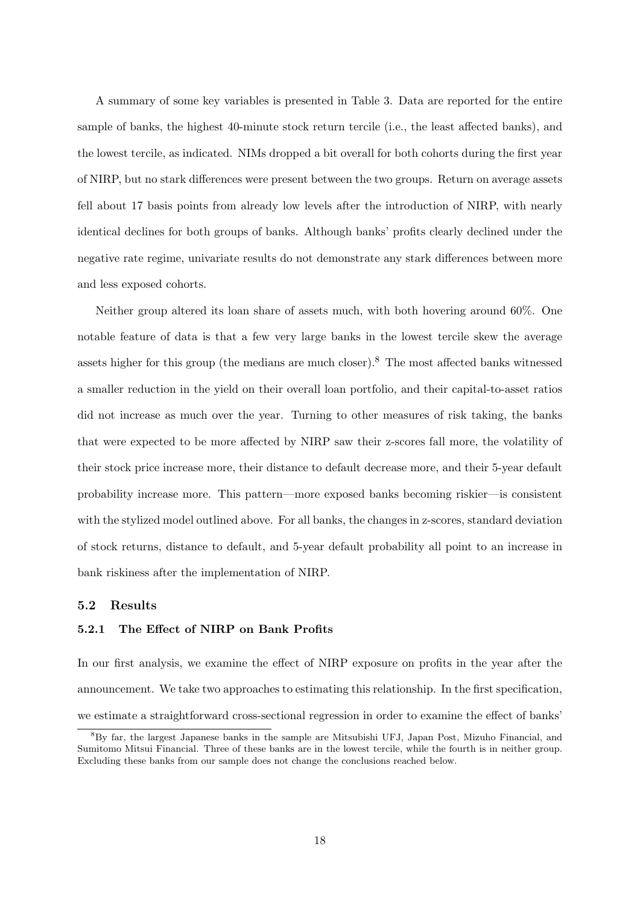A summary of some key variables is presented in Table 3. Data are reported for the entire sample of banks, the highest 40-minute stock return tercile (i.e., the least affected banks), and the lowest tercile, as indicated. NIMs dropped a bit overall for both cohorts during the first year of NIRP, but no stark differences were present between the two groups. Return on average assets fell about 17 basis points from already low levels after the introduction of NIRP, with nearly identical declines for both groups of banks. Although banks' profits clearly declined under the negative rate regime, univariate results do not demonstrate any stark differences between more and less exposed cohorts.

Neither group altered its loan share of assets much, with both hovering around 60%. One notable feature of data is that a few very large banks in the lowest tercile skew the average assets higher for this group (the medians are much closer).[8] The most affected banks witnessed a smaller reduction in the yield on their overall loan portfolio, and their capital-to-asset ratios did not increase as much over the year. Turning to other measures of risk taking, the banks that were expected to be more affected by NIRP saw their z-scores fall more, the volatility of their stock price increase more, their distance to default decrease more, and their 5-year default probability increase more. This pattern—more exposed banks becoming riskier—is consistent with the stylized model outlined above. For all banks, the changes in z-scores, standard deviation of stock returns, distance to default, and 5-year default probability all point to an increase in bank riskiness after the implementation of NIRP.

### 5.2 Results

#### 5.2.1 The Effect of NIRP on Bank Profits

In our first analysis, we examine the effect of NIRP exposure on profits in the year after the announcement. We take two approaches to estimating this relationship. In the first specification, we estimate a straightforward cross-sectional regression in order to examine the effect of banks'

[8] By far, the largest Japanese banks in the sample are Mitsubishi UFJ, Japan Post, Mizuho Financial, and Sumitomo Mitsui Financial. Three of these banks are in the lowest tercile, while the fourth is in neither group. Excluding these banks from our sample does not change the conclusions reached below.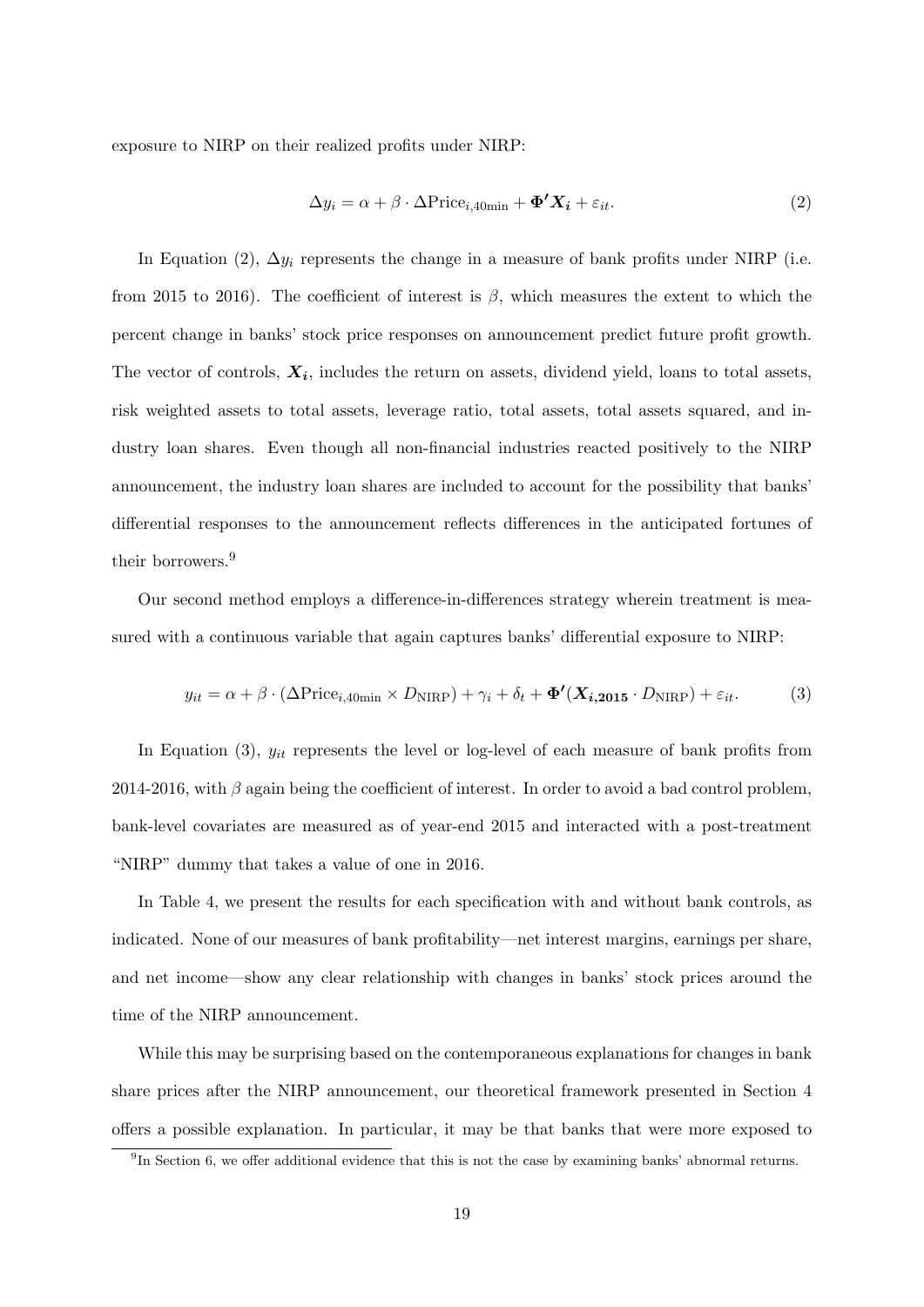exposure to NIRP on their realized profits under NIRP:

$$\Delta y_i = \alpha + \beta \cdot \Delta \text{Price}_{i,40\text{min}} + \boldsymbol{\Phi'} \boldsymbol{X_i} + \varepsilon_{it}. \tag{2}$$

In Equation (2), $\Delta y_i$ represents the change in a measure of bank profits under NIRP (i.e. from 2015 to 2016). The coefficient of interest is $\beta$, which measures the extent to which the percent change in banks' stock price responses on announcement predict future profit growth. The vector of controls, $\boldsymbol{X_i}$, includes the return on assets, dividend yield, loans to total assets, risk weighted assets to total assets, leverage ratio, total assets, total assets squared, and industry loan shares. Even though all non-financial industries reacted positively to the NIRP announcement, the industry loan shares are included to account for the possibility that banks' differential responses to the announcement reflects differences in the anticipated fortunes of their borrowers.[9]

Our second method employs a difference-in-differences strategy wherein treatment is measured with a continuous variable that again captures banks' differential exposure to NIRP:

$$y_{it} = \alpha + \beta \cdot (\Delta \text{Price}_{i,40\text{min}} \times D_{\text{NIRP}}) + \gamma_i + \delta_t + \boldsymbol{\Phi'}(\boldsymbol{X_{i,2015}} \cdot D_{\text{NIRP}}) + \varepsilon_{it}. \tag{3}$$

In Equation (3), $y_{it}$ represents the level or log-level of each measure of bank profits from 2014-2016, with $\beta$ again being the coefficient of interest. In order to avoid a bad control problem, bank-level covariates are measured as of year-end 2015 and interacted with a post-treatment "NIRP" dummy that takes a value of one in 2016.

In Table 4, we present the results for each specification with and without bank controls, as indicated. None of our measures of bank profitability—net interest margins, earnings per share, and net income—show any clear relationship with changes in banks' stock prices around the time of the NIRP announcement.

While this may be surprising based on the contemporaneous explanations for changes in bank share prices after the NIRP announcement, our theoretical framework presented in Section 4 offers a possible explanation. In particular, it may be that banks that were more exposed to

[9] In Section 6, we offer additional evidence that this is not the case by examining banks' abnormal returns.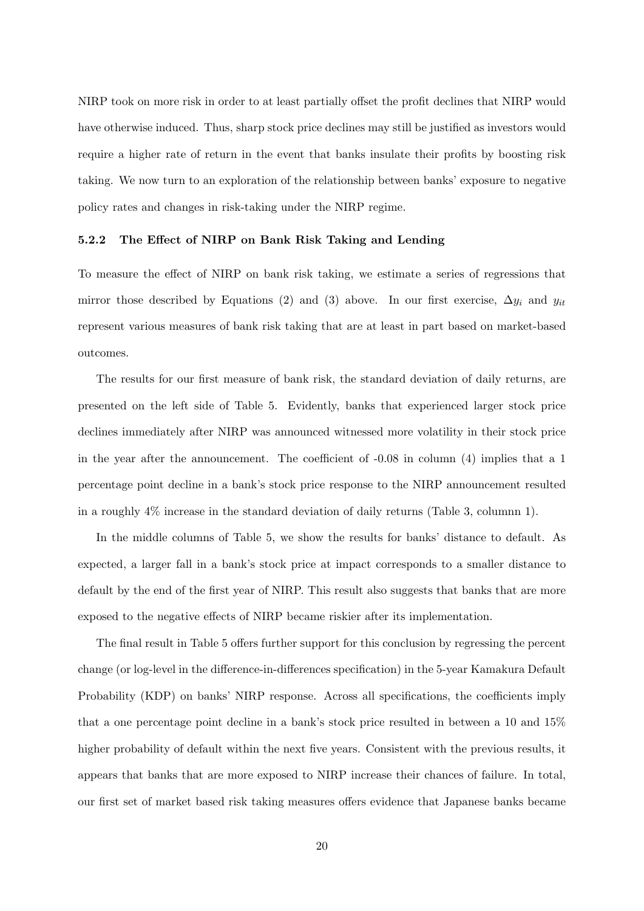NIRP took on more risk in order to at least partially offset the profit declines that NIRP would have otherwise induced. Thus, sharp stock price declines may still be justified as investors would require a higher rate of return in the event that banks insulate their profits by boosting risk taking. We now turn to an exploration of the relationship between banks' exposure to negative policy rates and changes in risk-taking under the NIRP regime.

### 5.2.2 The Effect of NIRP on Bank Risk Taking and Lending

To measure the effect of NIRP on bank risk taking, we estimate a series of regressions that mirror those described by Equations (2) and (3) above. In our first exercise, $\Delta y_i$ and $y_{it}$ represent various measures of bank risk taking that are at least in part based on market-based outcomes.

The results for our first measure of bank risk, the standard deviation of daily returns, are presented on the left side of Table 5. Evidently, banks that experienced larger stock price declines immediately after NIRP was announced witnessed more volatility in their stock price in the year after the announcement. The coefficient of -0.08 in column (4) implies that a 1 percentage point decline in a bank's stock price response to the NIRP announcement resulted in a roughly 4% increase in the standard deviation of daily returns (Table 3, columnn 1).

In the middle columns of Table 5, we show the results for banks' distance to default. As expected, a larger fall in a bank's stock price at impact corresponds to a smaller distance to default by the end of the first year of NIRP. This result also suggests that banks that are more exposed to the negative effects of NIRP became riskier after its implementation.

The final result in Table 5 offers further support for this conclusion by regressing the percent change (or log-level in the difference-in-differences specification) in the 5-year Kamakura Default Probability (KDP) on banks' NIRP response. Across all specifications, the coefficients imply that a one percentage point decline in a bank's stock price resulted in between a 10 and 15% higher probability of default within the next five years. Consistent with the previous results, it appears that banks that are more exposed to NIRP increase their chances of failure. In total, our first set of market based risk taking measures offers evidence that Japanese banks became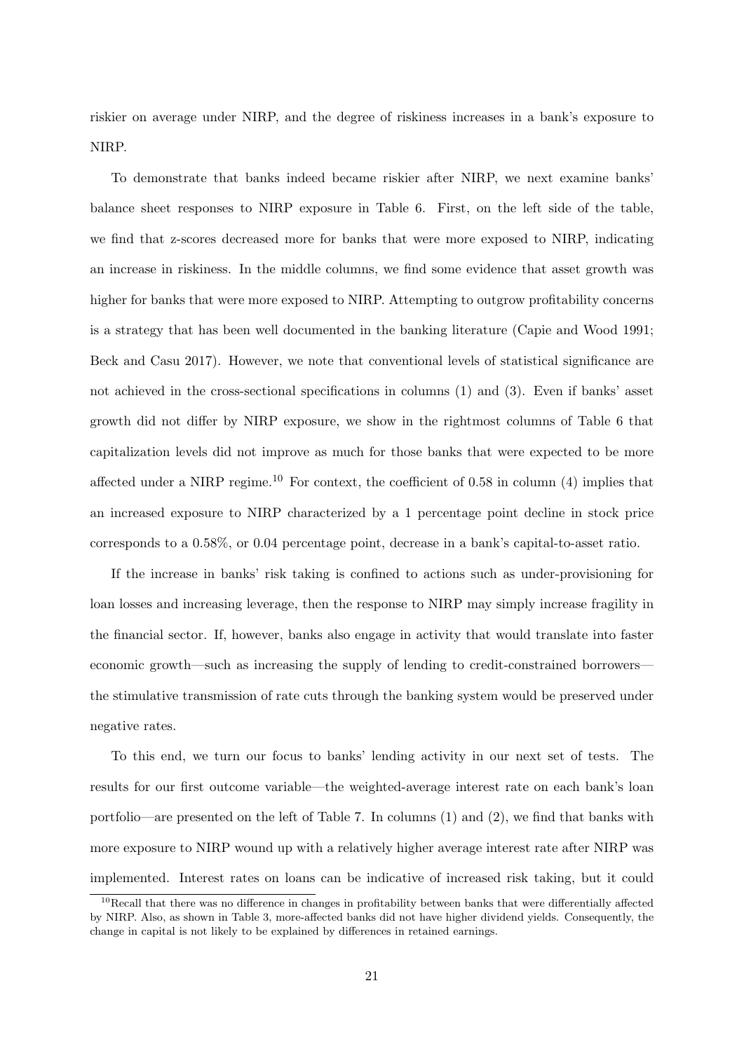riskier on average under NIRP, and the degree of riskiness increases in a bank's exposure to NIRP.

To demonstrate that banks indeed became riskier after NIRP, we next examine banks' balance sheet responses to NIRP exposure in Table 6. First, on the left side of the table, we find that z-scores decreased more for banks that were more exposed to NIRP, indicating an increase in riskiness. In the middle columns, we find some evidence that asset growth was higher for banks that were more exposed to NIRP. Attempting to outgrow profitability concerns is a strategy that has been well documented in the banking literature (Capie and Wood 1991; Beck and Casu 2017). However, we note that conventional levels of statistical significance are not achieved in the cross-sectional specifications in columns (1) and (3). Even if banks' asset growth did not differ by NIRP exposure, we show in the rightmost columns of Table 6 that capitalization levels did not improve as much for those banks that were expected to be more affected under a NIRP regime.[10] For context, the coefficient of 0.58 in column (4) implies that an increased exposure to NIRP characterized by a 1 percentage point decline in stock price corresponds to a 0.58%, or 0.04 percentage point, decrease in a bank's capital-to-asset ratio.

If the increase in banks' risk taking is confined to actions such as under-provisioning for loan losses and increasing leverage, then the response to NIRP may simply increase fragility in the financial sector. If, however, banks also engage in activity that would translate into faster economic growth—such as increasing the supply of lending to credit-constrained borrowers—the stimulative transmission of rate cuts through the banking system would be preserved under negative rates.

To this end, we turn our focus to banks' lending activity in our next set of tests. The results for our first outcome variable—the weighted-average interest rate on each bank's loan portfolio—are presented on the left of Table 7. In columns (1) and (2), we find that banks with more exposure to NIRP wound up with a relatively higher average interest rate after NIRP was implemented. Interest rates on loans can be indicative of increased risk taking, but it could

[10] Recall that there was no difference in changes in profitability between banks that were differentially affected by NIRP. Also, as shown in Table 3, more-affected banks did not have higher dividend yields. Consequently, the change in capital is not likely to be explained by differences in retained earnings.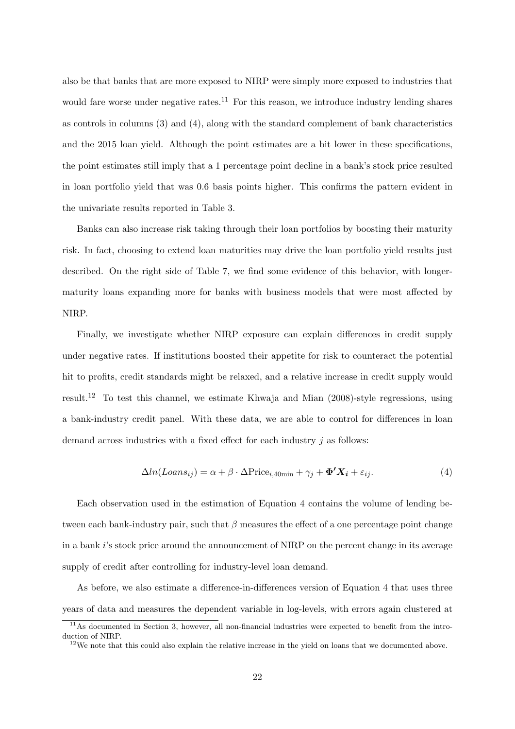also be that banks that are more exposed to NIRP were simply more exposed to industries that would fare worse under negative rates.[11] For this reason, we introduce industry lending shares as controls in columns (3) and (4), along with the standard complement of bank characteristics and the 2015 loan yield. Although the point estimates are a bit lower in these specifications, the point estimates still imply that a 1 percentage point decline in a bank's stock price resulted in loan portfolio yield that was 0.6 basis points higher. This confirms the pattern evident in the univariate results reported in Table 3.

Banks can also increase risk taking through their loan portfolios by boosting their maturity risk. In fact, choosing to extend loan maturities may drive the loan portfolio yield results just described. On the right side of Table 7, we find some evidence of this behavior, with longer-maturity loans expanding more for banks with business models that were most affected by NIRP.

Finally, we investigate whether NIRP exposure can explain differences in credit supply under negative rates. If institutions boosted their appetite for risk to counteract the potential hit to profits, credit standards might be relaxed, and a relative increase in credit supply would result.[12] To test this channel, we estimate Khwaja and Mian (2008)-style regressions, using a bank-industry credit panel. With these data, we are able to control for differences in loan demand across industries with a fixed effect for each industry $j$ as follows:

$$\Delta ln(Loans_{ij}) = \alpha + \beta \cdot \Delta \text{Price}_{i,40\text{min}} + \gamma_j + \mathbf{\Phi' X_i} + \varepsilon_{ij}. \tag{4}$$

Each observation used in the estimation of Equation 4 contains the volume of lending between each bank-industry pair, such that $\beta$ measures the effect of a one percentage point change in a bank $i$'s stock price around the announcement of NIRP on the percent change in its average supply of credit after controlling for industry-level loan demand.

As before, we also estimate a difference-in-differences version of Equation 4 that uses three years of data and measures the dependent variable in log-levels, with errors again clustered at

[11] As documented in Section 3, however, all non-financial industries were expected to benefit from the introduction of NIRP.

[12] We note that this could also explain the relative increase in the yield on loans that we documented above.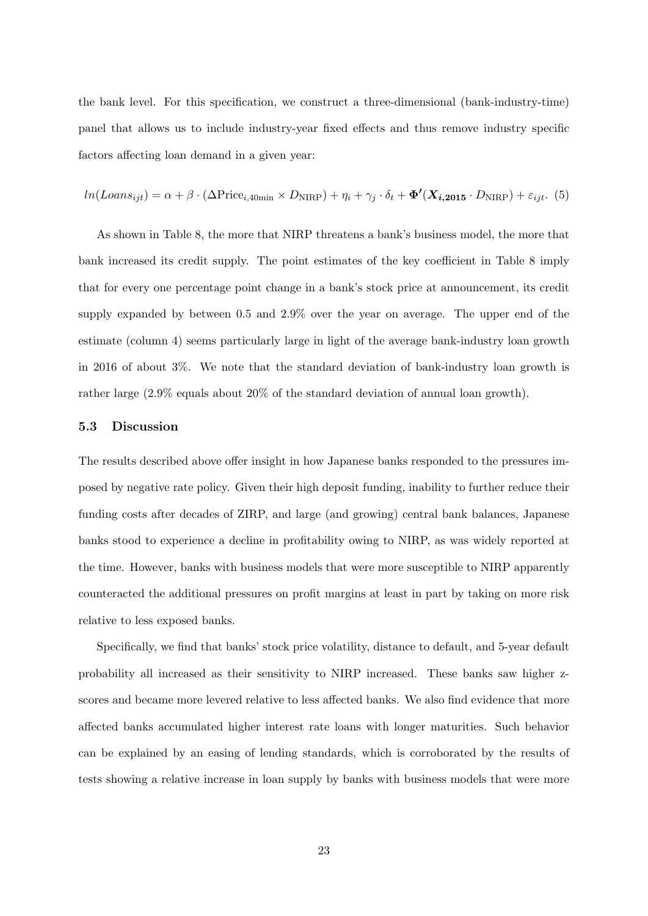the bank level. For this specification, we construct a three-dimensional (bank-industry-time) panel that allows us to include industry-year fixed effects and thus remove industry specific factors affecting loan demand in a given year:

$$ln(Loans_{ijt}) = \alpha + \beta \cdot (\Delta \text{Price}_{i,40\text{min}} \times D_{\text{NIRP}}) + \eta_i + \gamma_j \cdot \delta_t + \boldsymbol{\Phi'}(\boldsymbol{X_{i,2015}} \cdot D_{\text{NIRP}}) + \varepsilon_{ijt}. \quad (5)$$

As shown in Table 8, the more that NIRP threatens a bank's business model, the more that bank increased its credit supply. The point estimates of the key coefficient in Table 8 imply that for every one percentage point change in a bank's stock price at announcement, its credit supply expanded by between 0.5 and 2.9% over the year on average. The upper end of the estimate (column 4) seems particularly large in light of the average bank-industry loan growth in 2016 of about 3%. We note that the standard deviation of bank-industry loan growth is rather large (2.9% equals about 20% of the standard deviation of annual loan growth).

### 5.3 Discussion

The results described above offer insight in how Japanese banks responded to the pressures imposed by negative rate policy. Given their high deposit funding, inability to further reduce their funding costs after decades of ZIRP, and large (and growing) central bank balances, Japanese banks stood to experience a decline in profitability owing to NIRP, as was widely reported at the time. However, banks with business models that were more susceptible to NIRP apparently counteracted the additional pressures on profit margins at least in part by taking on more risk relative to less exposed banks.

Specifically, we find that banks' stock price volatility, distance to default, and 5-year default probability all increased as their sensitivity to NIRP increased. These banks saw higher z-scores and became more levered relative to less affected banks. We also find evidence that more affected banks accumulated higher interest rate loans with longer maturities. Such behavior can be explained by an easing of lending standards, which is corroborated by the results of tests showing a relative increase in loan supply by banks with business models that were more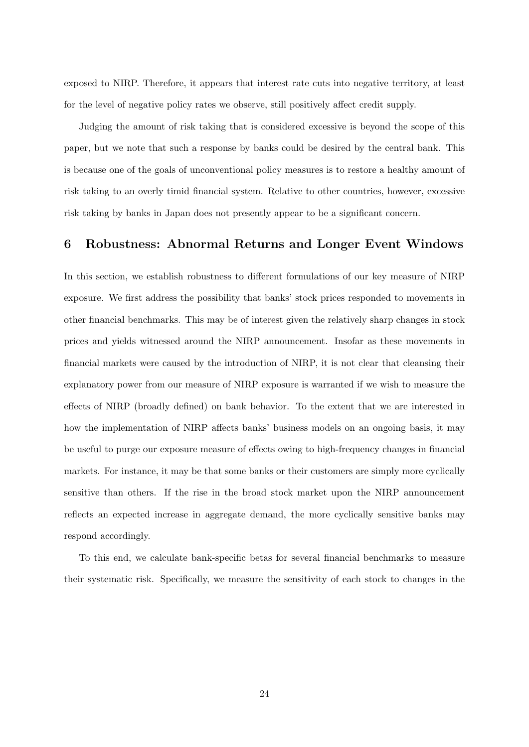exposed to NIRP. Therefore, it appears that interest rate cuts into negative territory, at least for the level of negative policy rates we observe, still positively affect credit supply.

Judging the amount of risk taking that is considered excessive is beyond the scope of this paper, but we note that such a response by banks could be desired by the central bank. This is because one of the goals of unconventional policy measures is to restore a healthy amount of risk taking to an overly timid financial system. Relative to other countries, however, excessive risk taking by banks in Japan does not presently appear to be a significant concern.

## 6 Robustness: Abnormal Returns and Longer Event Windows

In this section, we establish robustness to different formulations of our key measure of NIRP exposure. We first address the possibility that banks' stock prices responded to movements in other financial benchmarks. This may be of interest given the relatively sharp changes in stock prices and yields witnessed around the NIRP announcement. Insofar as these movements in financial markets were caused by the introduction of NIRP, it is not clear that cleansing their explanatory power from our measure of NIRP exposure is warranted if we wish to measure the effects of NIRP (broadly defined) on bank behavior. To the extent that we are interested in how the implementation of NIRP affects banks' business models on an ongoing basis, it may be useful to purge our exposure measure of effects owing to high-frequency changes in financial markets. For instance, it may be that some banks or their customers are simply more cyclically sensitive than others. If the rise in the broad stock market upon the NIRP announcement reflects an expected increase in aggregate demand, the more cyclically sensitive banks may respond accordingly.

To this end, we calculate bank-specific betas for several financial benchmarks to measure their systematic risk. Specifically, we measure the sensitivity of each stock to changes in the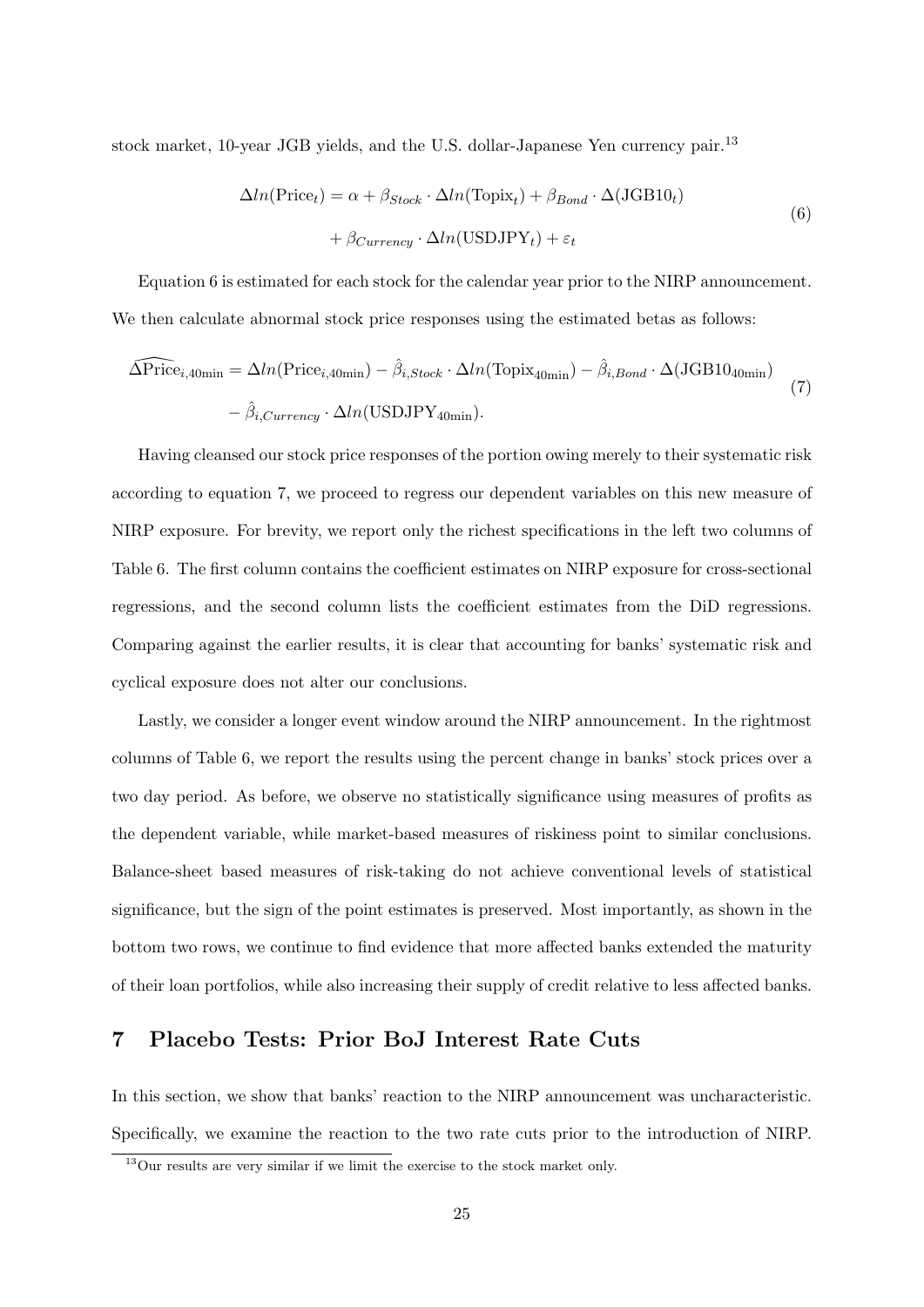stock market, 10-year JGB yields, and the U.S. dollar-Japanese Yen currency pair.[13]

$$
\begin{aligned}
\Delta ln(\text{Price}_t) = \alpha + \beta_{Stock} \cdot \Delta ln(\text{Topix}_t) + \beta_{Bond} \cdot \Delta(\text{JGB10}_t) \\
+ \beta_{Currency} \cdot \Delta ln(\text{USDJPY}_t) + \varepsilon_t
\end{aligned}
\tag{6}
$$

Equation 6 is estimated for each stock for the calendar year prior to the NIRP announcement. We then calculate abnormal stock price responses using the estimated betas as follows:

$$
\begin{aligned}
\widehat{\Delta\text{Price}}_{i,40\text{min}} = \Delta ln(\text{Price}_{i,40\text{min}}) - \hat{\beta}_{i,Stock} \cdot \Delta ln(\text{Topix}_{40\text{min}}) - \hat{\beta}_{i,Bond} \cdot \Delta(\text{JGB10}_{40\text{min}}) \\
- \hat{\beta}_{i,Currency} \cdot \Delta ln(\text{USDJPY}_{40\text{min}}).
\end{aligned}
\tag{7}
$$

Having cleansed our stock price responses of the portion owing merely to their systematic risk according to equation 7, we proceed to regress our dependent variables on this new measure of NIRP exposure. For brevity, we report only the richest specifications in the left two columns of Table 6. The first column contains the coefficient estimates on NIRP exposure for cross-sectional regressions, and the second column lists the coefficient estimates from the DiD regressions. Comparing against the earlier results, it is clear that accounting for banks' systematic risk and cyclical exposure does not alter our conclusions.

Lastly, we consider a longer event window around the NIRP announcement. In the rightmost columns of Table 6, we report the results using the percent change in banks' stock prices over a two day period. As before, we observe no statistically significance using measures of profits as the dependent variable, while market-based measures of riskiness point to similar conclusions. Balance-sheet based measures of risk-taking do not achieve conventional levels of statistical significance, but the sign of the point estimates is preserved. Most importantly, as shown in the bottom two rows, we continue to find evidence that more affected banks extended the maturity of their loan portfolios, while also increasing their supply of credit relative to less affected banks.

## 7 Placebo Tests: Prior BoJ Interest Rate Cuts

In this section, we show that banks' reaction to the NIRP announcement was uncharacteristic. Specifically, we examine the reaction to the two rate cuts prior to the introduction of NIRP.

[13] Our results are very similar if we limit the exercise to the stock market only.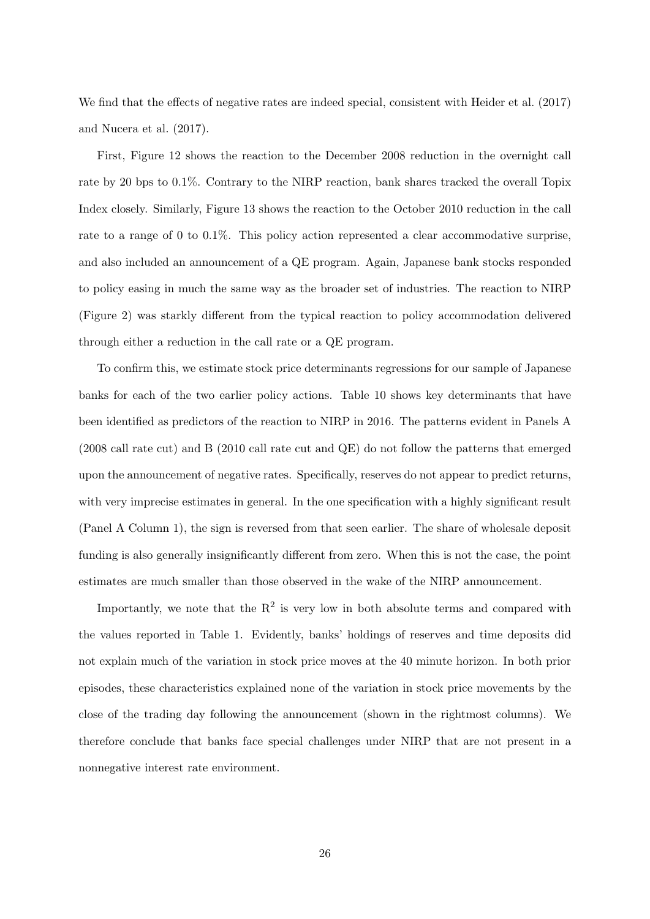We find that the effects of negative rates are indeed special, consistent with Heider et al. (2017) and Nucera et al. (2017).

First, Figure 12 shows the reaction to the December 2008 reduction in the overnight call rate by 20 bps to 0.1%. Contrary to the NIRP reaction, bank shares tracked the overall Topix Index closely. Similarly, Figure 13 shows the reaction to the October 2010 reduction in the call rate to a range of 0 to 0.1%. This policy action represented a clear accommodative surprise, and also included an announcement of a QE program. Again, Japanese bank stocks responded to policy easing in much the same way as the broader set of industries. The reaction to NIRP (Figure 2) was starkly different from the typical reaction to policy accommodation delivered through either a reduction in the call rate or a QE program.

To confirm this, we estimate stock price determinants regressions for our sample of Japanese banks for each of the two earlier policy actions. Table 10 shows key determinants that have been identified as predictors of the reaction to NIRP in 2016. The patterns evident in Panels A (2008 call rate cut) and B (2010 call rate cut and QE) do not follow the patterns that emerged upon the announcement of negative rates. Specifically, reserves do not appear to predict returns, with very imprecise estimates in general. In the one specification with a highly significant result (Panel A Column 1), the sign is reversed from that seen earlier. The share of wholesale deposit funding is also generally insignificantly different from zero. When this is not the case, the point estimates are much smaller than those observed in the wake of the NIRP announcement.

Importantly, we note that the $R^2$ is very low in both absolute terms and compared with the values reported in Table 1. Evidently, banks' holdings of reserves and time deposits did not explain much of the variation in stock price moves at the 40 minute horizon. In both prior episodes, these characteristics explained none of the variation in stock price movements by the close of the trading day following the announcement (shown in the rightmost columns). We therefore conclude that banks face special challenges under NIRP that are not present in a nonnegative interest rate environment.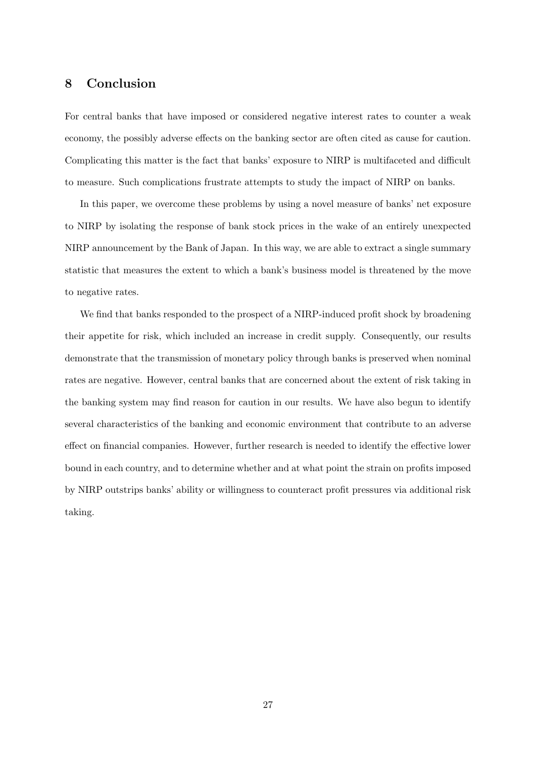## 8 Conclusion

For central banks that have imposed or considered negative interest rates to counter a weak economy, the possibly adverse effects on the banking sector are often cited as cause for caution. Complicating this matter is the fact that banks' exposure to NIRP is multifaceted and difficult to measure. Such complications frustrate attempts to study the impact of NIRP on banks.

In this paper, we overcome these problems by using a novel measure of banks' net exposure to NIRP by isolating the response of bank stock prices in the wake of an entirely unexpected NIRP announcement by the Bank of Japan. In this way, we are able to extract a single summary statistic that measures the extent to which a bank's business model is threatened by the move to negative rates.

We find that banks responded to the prospect of a NIRP-induced profit shock by broadening their appetite for risk, which included an increase in credit supply. Consequently, our results demonstrate that the transmission of monetary policy through banks is preserved when nominal rates are negative. However, central banks that are concerned about the extent of risk taking in the banking system may find reason for caution in our results. We have also begun to identify several characteristics of the banking and economic environment that contribute to an adverse effect on financial companies. However, further research is needed to identify the effective lower bound in each country, and to determine whether and at what point the strain on profits imposed by NIRP outstrips banks' ability or willingness to counteract profit pressures via additional risk taking.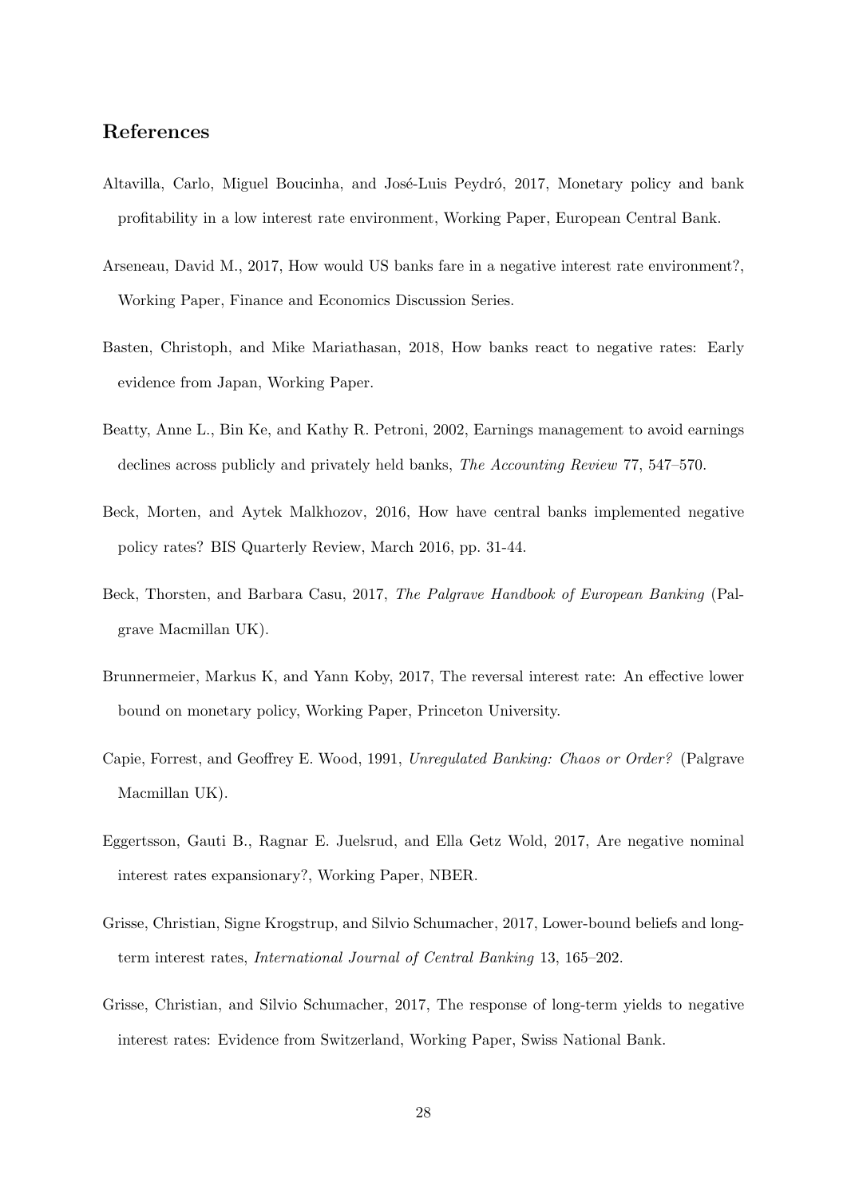## References

Altavilla, Carlo, Miguel Boucinha, and José-Luis Peydró, 2017, Monetary policy and bank profitability in a low interest rate environment, Working Paper, European Central Bank.

Arseneau, David M., 2017, How would US banks fare in a negative interest rate environment?, Working Paper, Finance and Economics Discussion Series.

Basten, Christoph, and Mike Mariathasan, 2018, How banks react to negative rates: Early evidence from Japan, Working Paper.

Beatty, Anne L., Bin Ke, and Kathy R. Petroni, 2002, Earnings management to avoid earnings declines across publicly and privately held banks, *The Accounting Review* 77, 547–570.

Beck, Morten, and Aytek Malkhozov, 2016, How have central banks implemented negative policy rates? BIS Quarterly Review, March 2016, pp. 31-44.

Beck, Thorsten, and Barbara Casu, 2017, *The Palgrave Handbook of European Banking* (Palgrave Macmillan UK).

Brunnermeier, Markus K, and Yann Koby, 2017, The reversal interest rate: An effective lower bound on monetary policy, Working Paper, Princeton University.

Capie, Forrest, and Geoffrey E. Wood, 1991, *Unregulated Banking: Chaos or Order?* (Palgrave Macmillan UK).

Eggertsson, Gauti B., Ragnar E. Juelsrud, and Ella Getz Wold, 2017, Are negative nominal interest rates expansionary?, Working Paper, NBER.

Grisse, Christian, Signe Krogstrup, and Silvio Schumacher, 2017, Lower-bound beliefs and long-term interest rates, *International Journal of Central Banking* 13, 165–202.

Grisse, Christian, and Silvio Schumacher, 2017, The response of long-term yields to negative interest rates: Evidence from Switzerland, Working Paper, Swiss National Bank.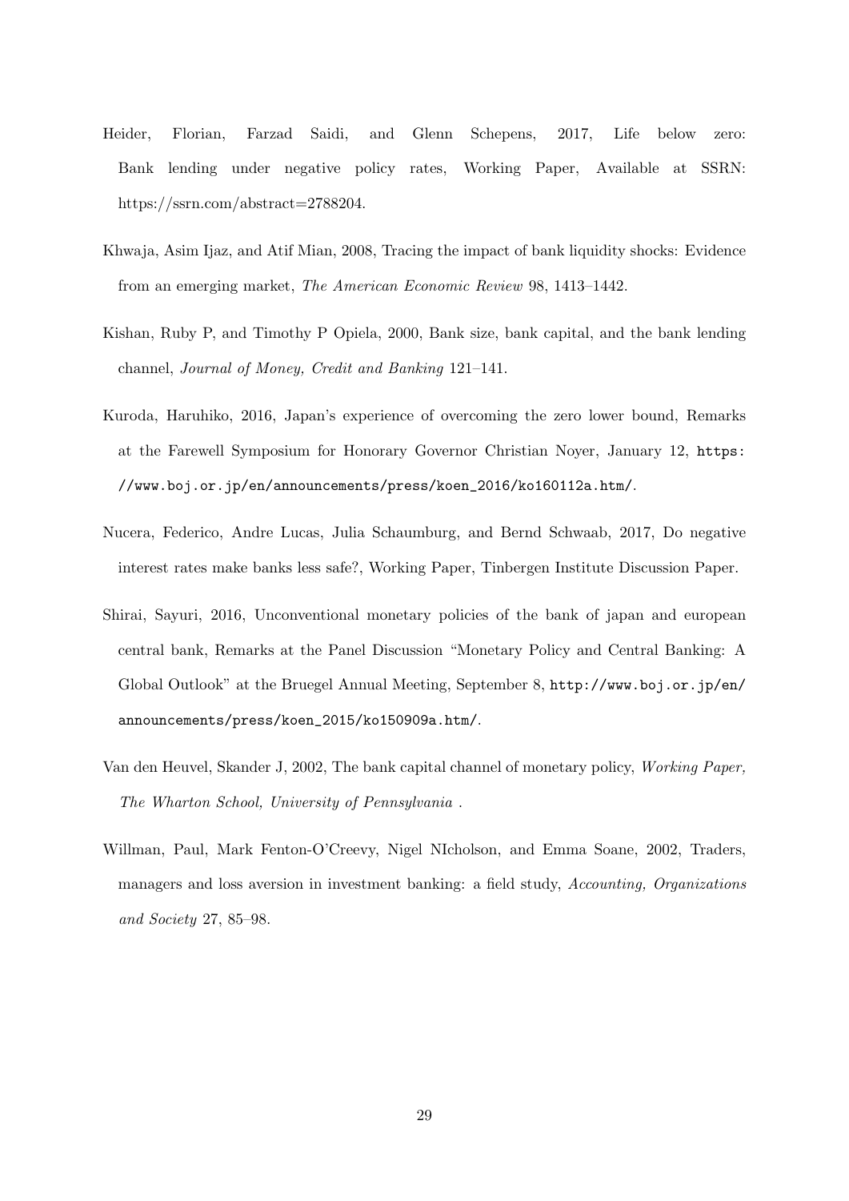Heider, Florian, Farzad Saidi, and Glenn Schepens, 2017, Life below zero: Bank lending under negative policy rates, Working Paper, Available at SSRN: https://ssrn.com/abstract=2788204.

Khwaja, Asim Ijaz, and Atif Mian, 2008, Tracing the impact of bank liquidity shocks: Evidence from an emerging market, *The American Economic Review* 98, 1413–1442.

Kishan, Ruby P, and Timothy P Opiela, 2000, Bank size, bank capital, and the bank lending channel, *Journal of Money, Credit and Banking* 121–141.

Kuroda, Haruhiko, 2016, Japan's experience of overcoming the zero lower bound, Remarks at the Farewell Symposium for Honorary Governor Christian Noyer, January 12, `https://www.boj.or.jp/en/announcements/press/koen_2016/ko160112a.htm/`.

Nucera, Federico, Andre Lucas, Julia Schaumburg, and Bernd Schwaab, 2017, Do negative interest rates make banks less safe?, Working Paper, Tinbergen Institute Discussion Paper.

Shirai, Sayuri, 2016, Unconventional monetary policies of the bank of japan and european central bank, Remarks at the Panel Discussion "Monetary Policy and Central Banking: A Global Outlook" at the Bruegel Annual Meeting, September 8, `http://www.boj.or.jp/en/announcements/press/koen_2015/ko150909a.htm/`.

Van den Heuvel, Skander J, 2002, The bank capital channel of monetary policy, *Working Paper, The Wharton School, University of Pennsylvania* .

Willman, Paul, Mark Fenton-O'Creevy, Nigel NIcholson, and Emma Soane, 2002, Traders, managers and loss aversion in investment banking: a field study, *Accounting, Organizations and Society* 27, 85–98.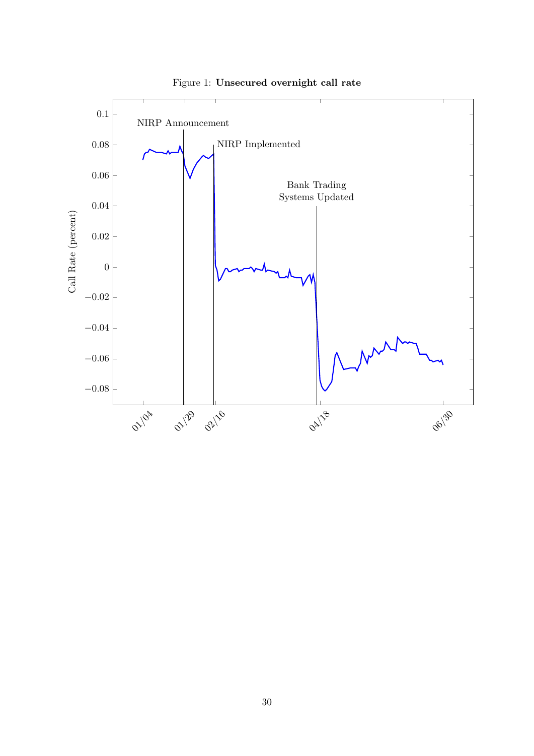Figure 1: **Unsecured overnight call rate**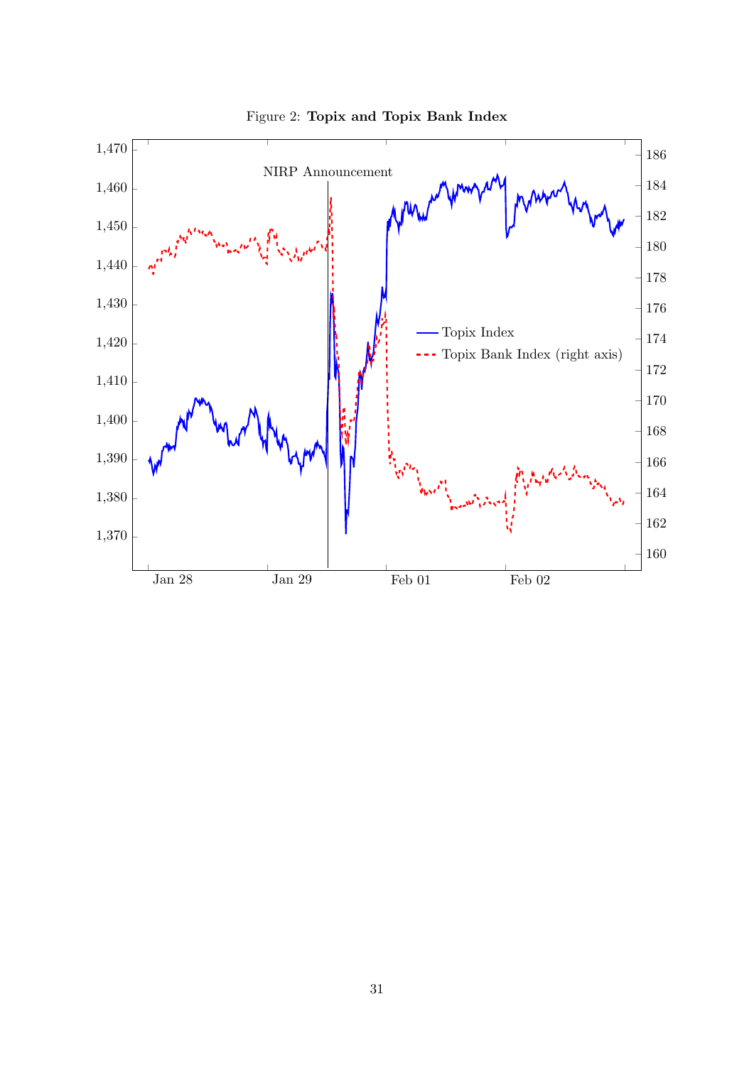Figure 2: **Topix and Topix Bank Index**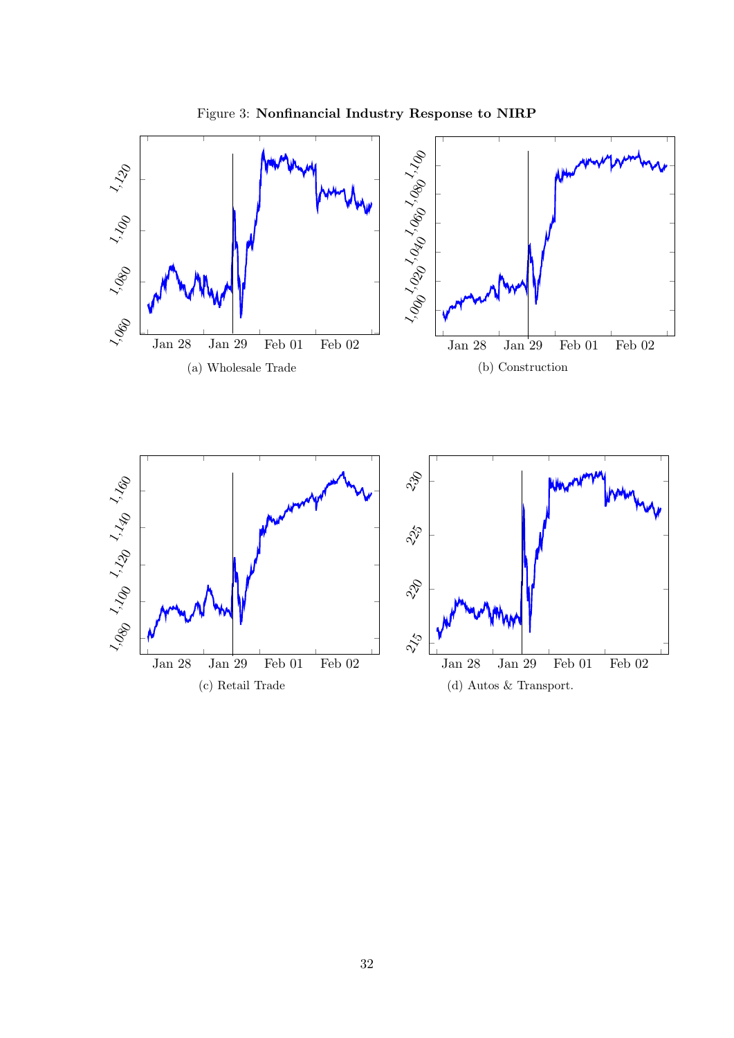Figure 3: **Nonfinancial Industry Response to NIRP**

(a) Wholesale Trade

(b) Construction

(c) Retail Trade

(d) Autos & Transport.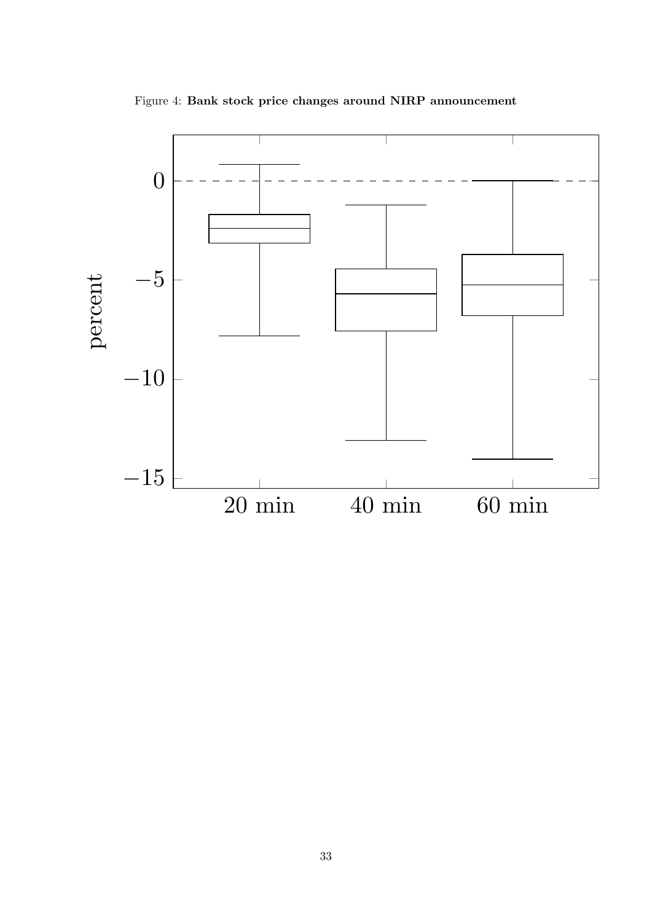Figure 4: **Bank stock price changes around NIRP announcement**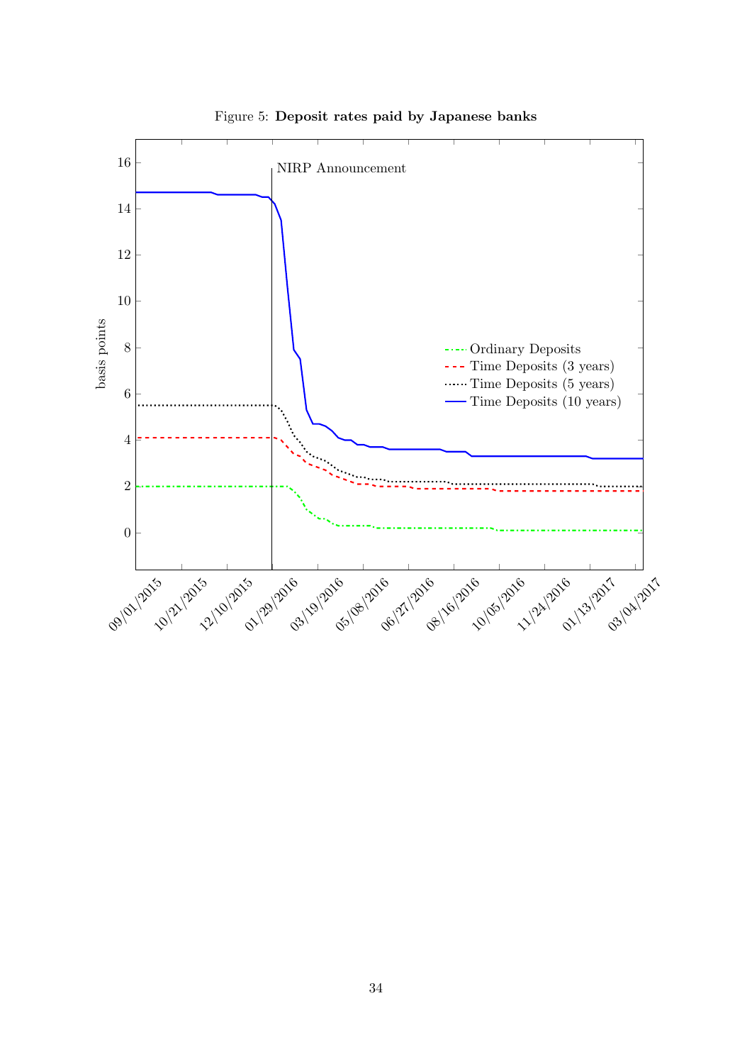Figure 5: **Deposit rates paid by Japanese banks**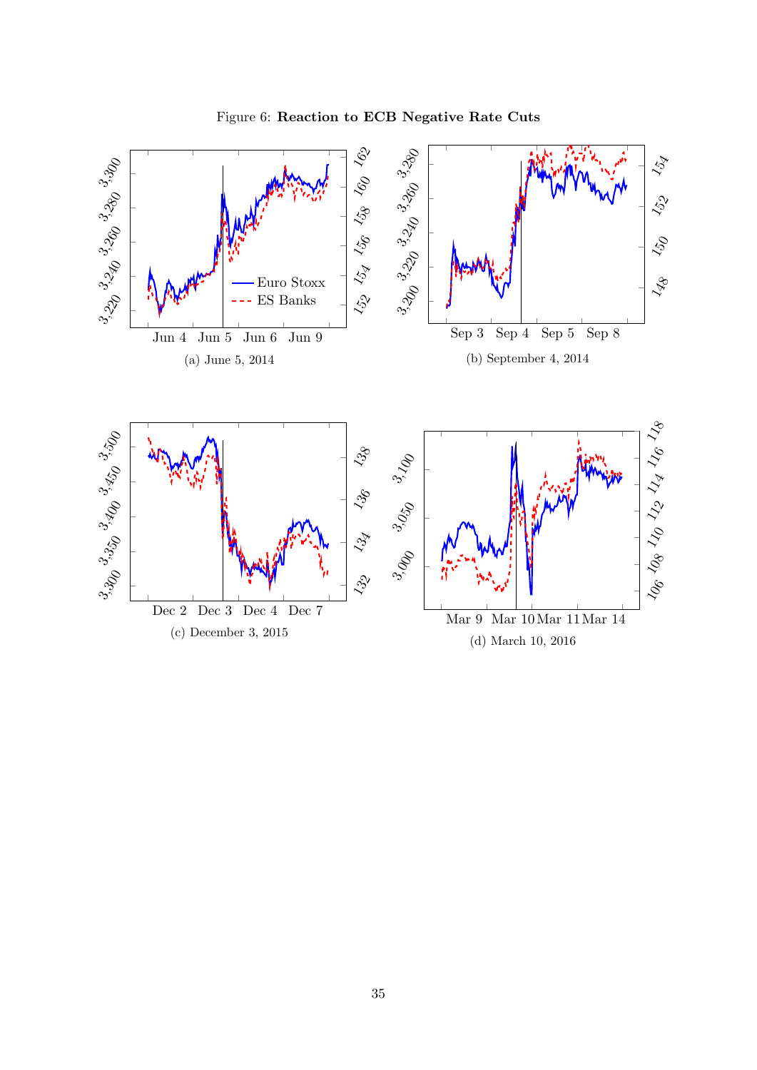Figure 6: **Reaction to ECB Negative Rate Cuts**

(a) June 5, 2014

(b) September 4, 2014

(c) December 3, 2015

(d) March 10, 2016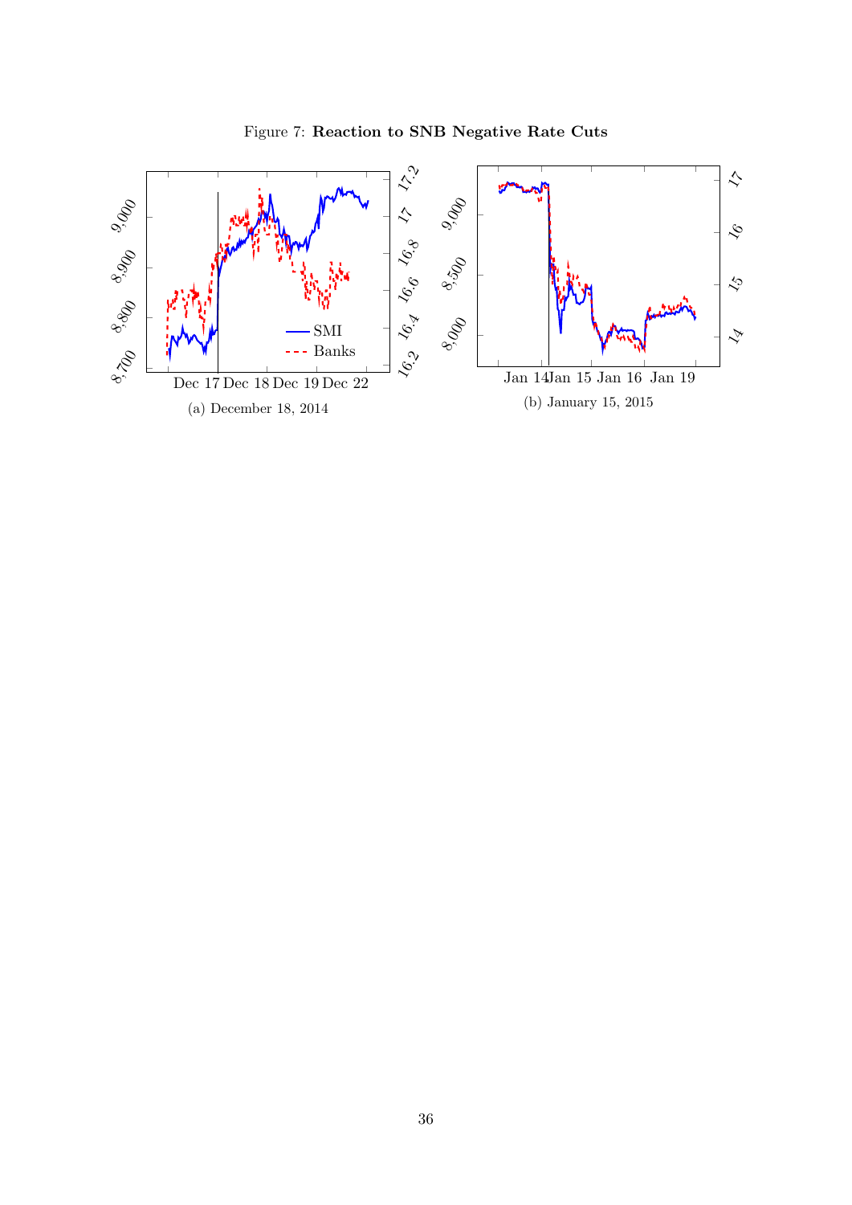Figure 7: **Reaction to SNB Negative Rate Cuts**

(a) December 18, 2014

(b) January 15, 2015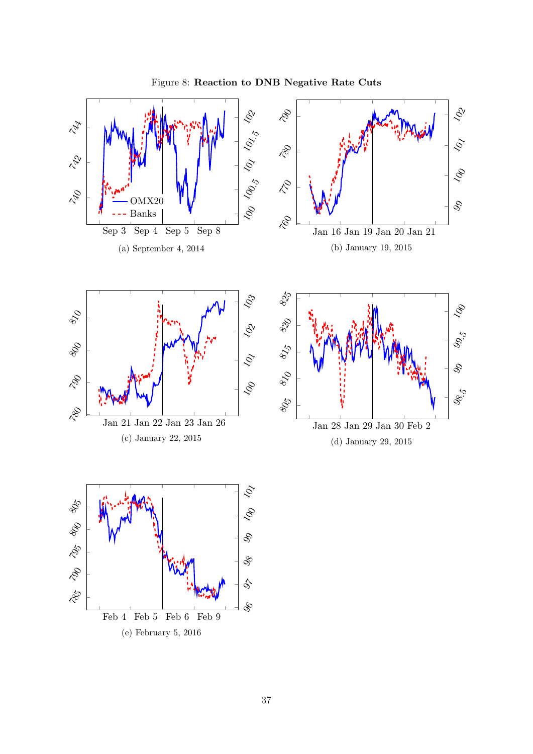Figure 8: **Reaction to DNB Negative Rate Cuts**

(a) September 4, 2014

(b) January 19, 2015

(c) January 22, 2015

(d) January 29, 2015

(e) February 5, 2016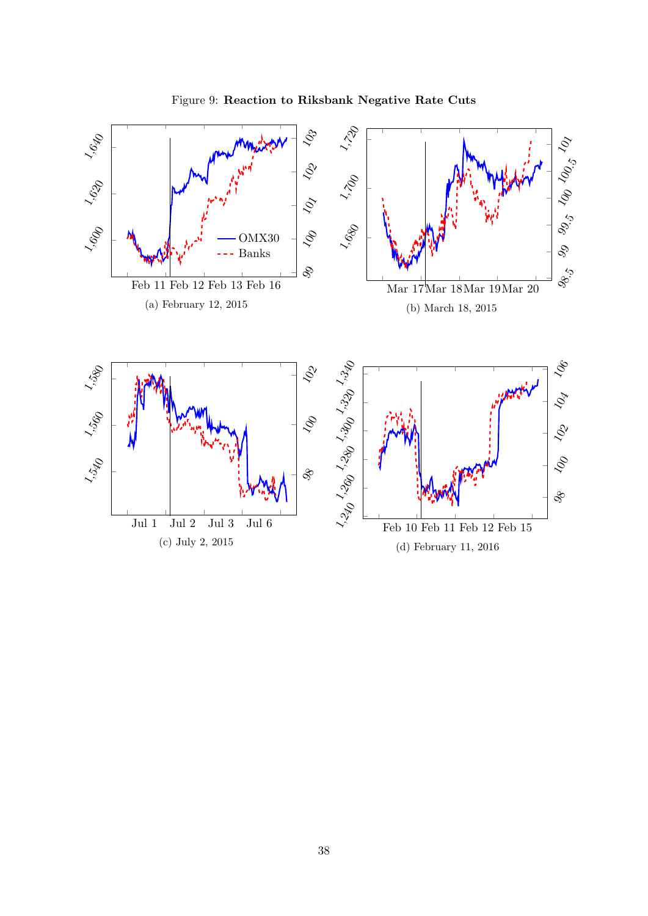Figure 9: **Reaction to Riksbank Negative Rate Cuts**

(a) February 12, 2015

(b) March 18, 2015

(c) July 2, 2015

(d) February 11, 2016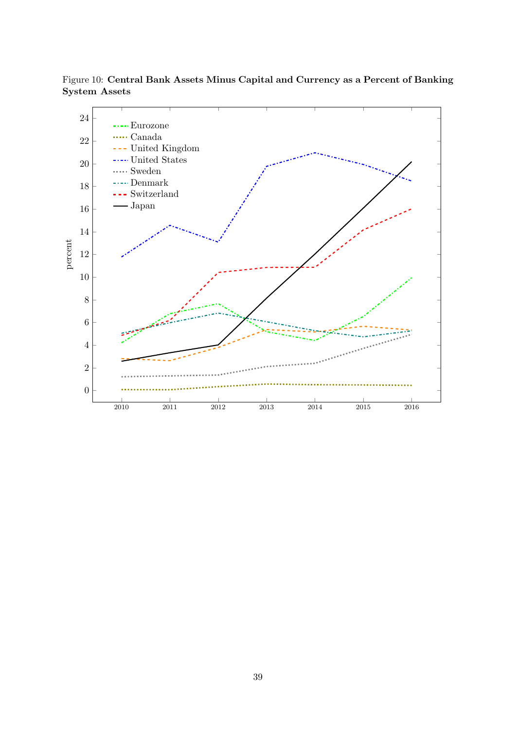Figure 10: **Central Bank Assets Minus Capital and Currency as a Percent of Banking System Assets**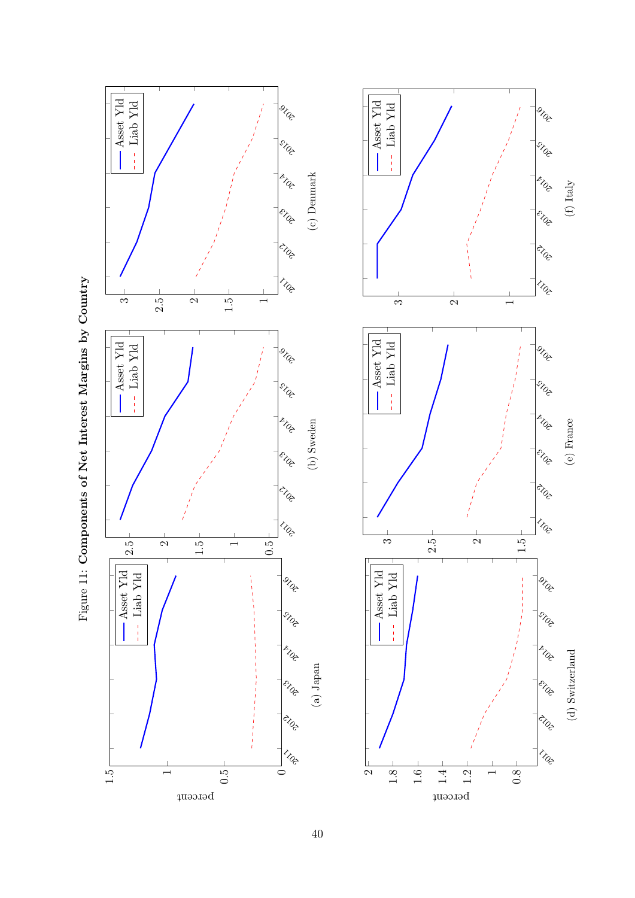Figure 11: **Components of Net Interest Margins by Country**

(a) Japan

(b) Sweden

(c) Denmark

(d) Switzerland

(e) France

(f) Italy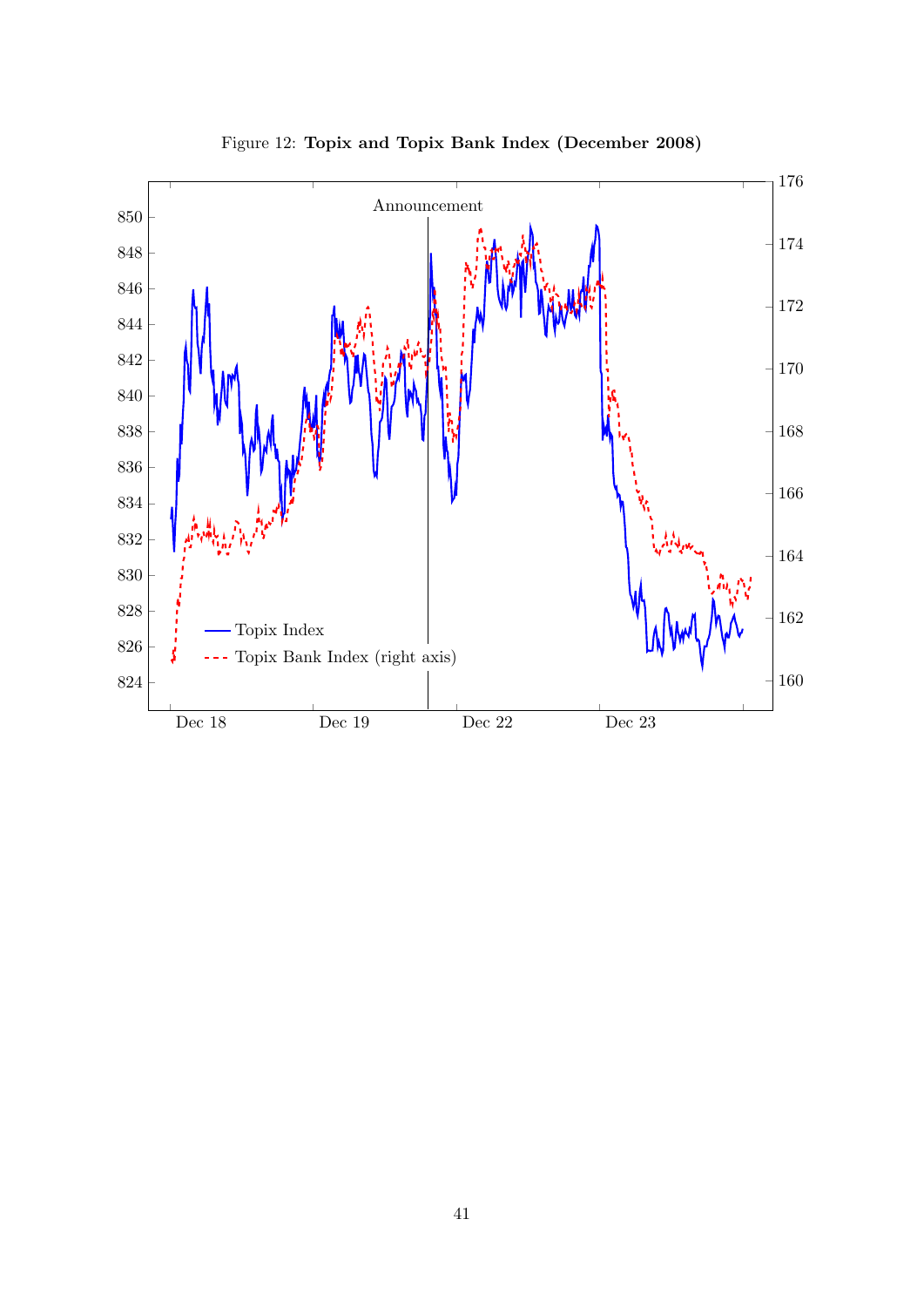Figure 12: **Topix and Topix Bank Index (December 2008)**

Announcement

Topix Index

Topix Bank Index (right axis)

Dec 18 Dec 19 Dec 22 Dec 23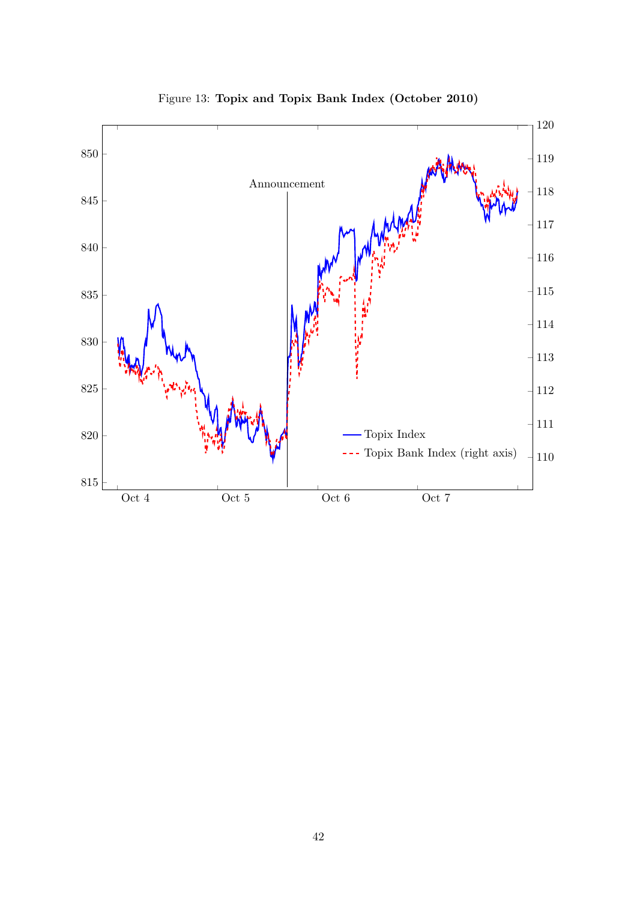Figure 13: **Topix and Topix Bank Index (October 2010)**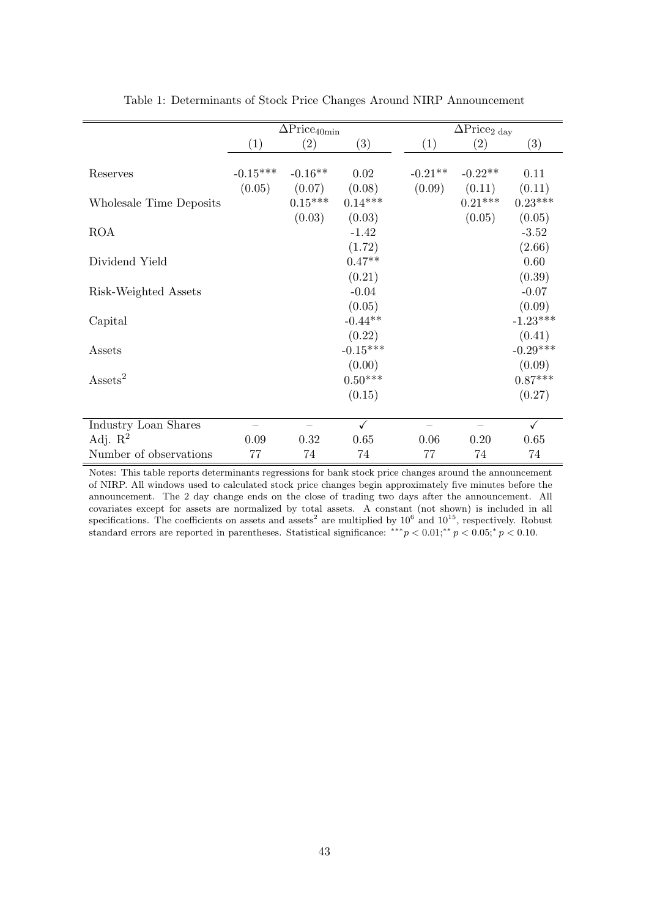Table 1: Determinants of Stock Price Changes Around NIRP Announcement

| | $\Delta$Price$_{40\text{min}}$ | | | $\Delta$Price$_{2\text{ day}}$ | | |
|---|---|---|---|---|---|---|
| | (1) | (2) | (3) | (1) | (2) | (3) |
| Reserves | -0.15*** | -0.16** | 0.02 | -0.21** | -0.22** | 0.11 |
| | (0.05) | (0.07) | (0.08) | (0.09) | (0.11) | (0.11) |
| Wholesale Time Deposits | | 0.15*** | 0.14*** | | 0.21*** | 0.23*** |
| | | (0.03) | (0.03) | | (0.05) | (0.05) |
| ROA | | | -1.42 | | | -3.52 |
| | | | (1.72) | | | (2.66) |
| Dividend Yield | | | 0.47** | | | 0.60 |
| | | | (0.21) | | | (0.39) |
| Risk-Weighted Assets | | | -0.04 | | | -0.07 |
| | | | (0.05) | | | (0.09) |
| Capital | | | -0.44** | | | -1.23*** |
| | | | (0.22) | | | (0.41) |
| Assets | | | -0.15*** | | | -0.29*** |
| | | | (0.00) | | | (0.09) |
| Assets$^2$ | | | 0.50*** | | | 0.87*** |
| | | | (0.15) | | | (0.27) |
| Industry Loan Shares | – | – | ✓ | – | – | ✓ |
| Adj. $R^2$ | 0.09 | 0.32 | 0.65 | 0.06 | 0.20 | 0.65 |
| Number of observations | 77 | 74 | 74 | 77 | 74 | 74 |

Notes: This table reports determinants regressions for bank stock price changes around the announcement of NIRP. All windows used to calculated stock price changes begin approximately five minutes before the announcement. The 2 day change ends on the close of trading two days after the announcement. All covariates except for assets are normalized by total assets. A constant (not shown) is included in all specifications. The coefficients on assets and assets$^2$ are multiplied by $10^6$ and $10^{15}$, respectively. Robust standard errors are reported in parentheses. Statistical significance: $^{***}p < 0.01$; $^{**}p < 0.05$; $^{*}p < 0.10$.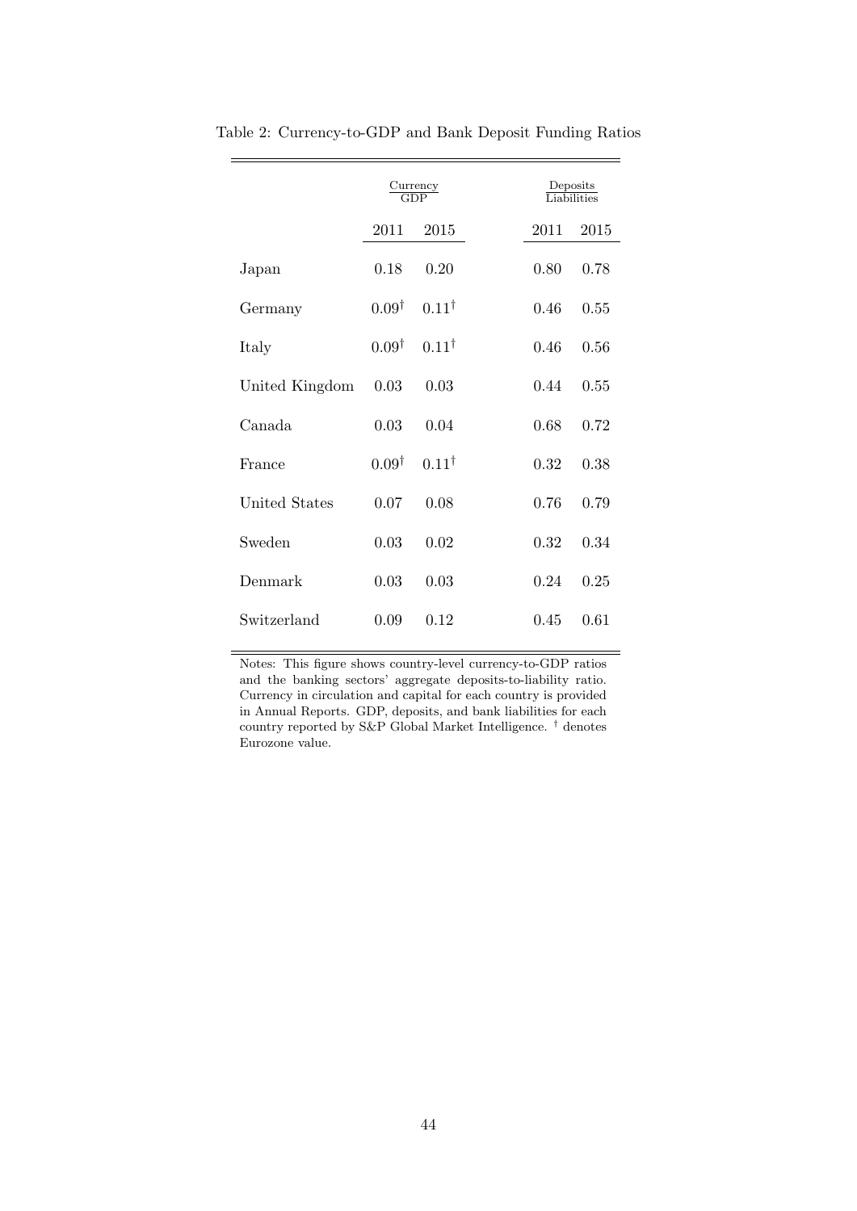Table 2: Currency-to-GDP and Bank Deposit Funding Ratios

| | $\frac{\text{Currency}}{\text{GDP}}$ | | $\frac{\text{Deposits}}{\text{Liabilities}}$ | |
|---|---|---|---|---|
| | 2011 | 2015 | 2011 | 2015 |
| Japan | 0.18 | 0.20 | 0.80 | 0.78 |
| Germany | $0.09^{\dagger}$ | $0.11^{\dagger}$ | 0.46 | 0.55 |
| Italy | $0.09^{\dagger}$ | $0.11^{\dagger}$ | 0.46 | 0.56 |
| United Kingdom | 0.03 | 0.03 | 0.44 | 0.55 |
| Canada | 0.03 | 0.04 | 0.68 | 0.72 |
| France | $0.09^{\dagger}$ | $0.11^{\dagger}$ | 0.32 | 0.38 |
| United States | 0.07 | 0.08 | 0.76 | 0.79 |
| Sweden | 0.03 | 0.02 | 0.32 | 0.34 |
| Denmark | 0.03 | 0.03 | 0.24 | 0.25 |
| Switzerland | 0.09 | 0.12 | 0.45 | 0.61 |

Notes: This figure shows country-level currency-to-GDP ratios and the banking sectors' aggregate deposits-to-liability ratio. Currency in circulation and capital for each country is provided in Annual Reports. GDP, deposits, and bank liabilities for each country reported by S&P Global Market Intelligence. $^{\dagger}$ denotes Eurozone value.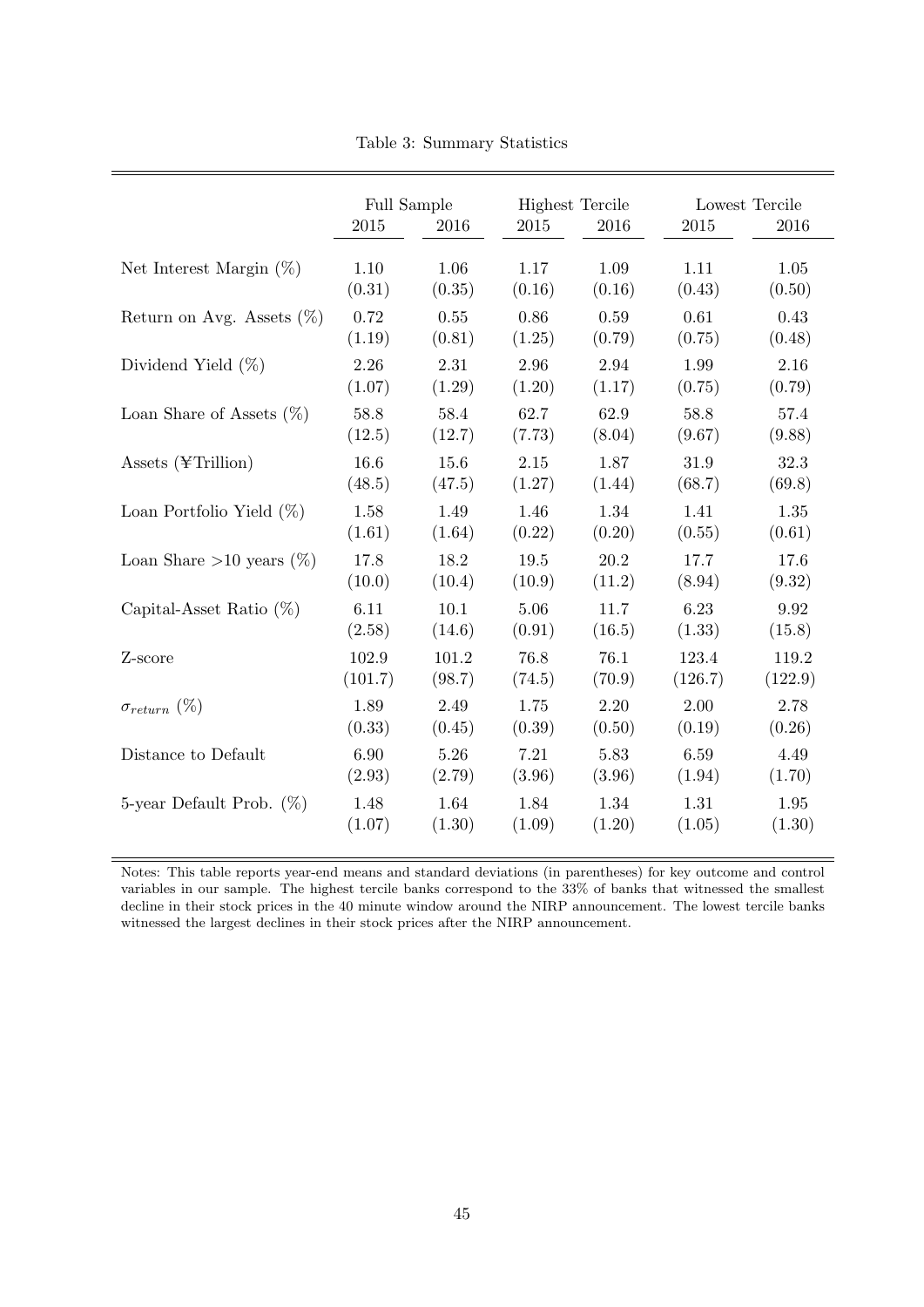Table 3: Summary Statistics

| | Full Sample | | Highest Tercile | | Lowest Tercile | |
|---|---|---|---|---|---|---|
| | 2015 | 2016 | 2015 | 2016 | 2015 | 2016 |
| Net Interest Margin (%) | 1.10 | 1.06 | 1.17 | 1.09 | 1.11 | 1.05 |
| | (0.31) | (0.35) | (0.16) | (0.16) | (0.43) | (0.50) |
| Return on Avg. Assets (%) | 0.72 | 0.55 | 0.86 | 0.59 | 0.61 | 0.43 |
| | (1.19) | (0.81) | (1.25) | (0.79) | (0.75) | (0.48) |
| Dividend Yield (%) | 2.26 | 2.31 | 2.96 | 2.94 | 1.99 | 2.16 |
| | (1.07) | (1.29) | (1.20) | (1.17) | (0.75) | (0.79) |
| Loan Share of Assets (%) | 58.8 | 58.4 | 62.7 | 62.9 | 58.8 | 57.4 |
| | (12.5) | (12.7) | (7.73) | (8.04) | (9.67) | (9.88) |
| Assets (¥Trillion) | 16.6 | 15.6 | 2.15 | 1.87 | 31.9 | 32.3 |
| | (48.5) | (47.5) | (1.27) | (1.44) | (68.7) | (69.8) |
| Loan Portfolio Yield (%) | 1.58 | 1.49 | 1.46 | 1.34 | 1.41 | 1.35 |
| | (1.61) | (1.64) | (0.22) | (0.20) | (0.55) | (0.61) |
| Loan Share >10 years (%) | 17.8 | 18.2 | 19.5 | 20.2 | 17.7 | 17.6 |
| | (10.0) | (10.4) | (10.9) | (11.2) | (8.94) | (9.32) |
| Capital-Asset Ratio (%) | 6.11 | 10.1 | 5.06 | 11.7 | 6.23 | 9.92 |
| | (2.58) | (14.6) | (0.91) | (16.5) | (1.33) | (15.8) |
| Z-score | 102.9 | 101.2 | 76.8 | 76.1 | 123.4 | 119.2 |
| | (101.7) | (98.7) | (74.5) | (70.9) | (126.7) | (122.9) |
| $\sigma_{return}$ (%) | 1.89 | 2.49 | 1.75 | 2.20 | 2.00 | 2.78 |
| | (0.33) | (0.45) | (0.39) | (0.50) | (0.19) | (0.26) |
| Distance to Default | 6.90 | 5.26 | 7.21 | 5.83 | 6.59 | 4.49 |
| | (2.93) | (2.79) | (3.96) | (3.96) | (1.94) | (1.70) |
| 5-year Default Prob. (%) | 1.48 | 1.64 | 1.84 | 1.34 | 1.31 | 1.95 |
| | (1.07) | (1.30) | (1.09) | (1.20) | (1.05) | (1.30) |

Notes: This table reports year-end means and standard deviations (in parentheses) for key outcome and control variables in our sample. The highest tercile banks correspond to the 33% of banks that witnessed the smallest decline in their stock prices in the 40 minute window around the NIRP announcement. The lowest tercile banks witnessed the largest declines in their stock prices after the NIRP announcement.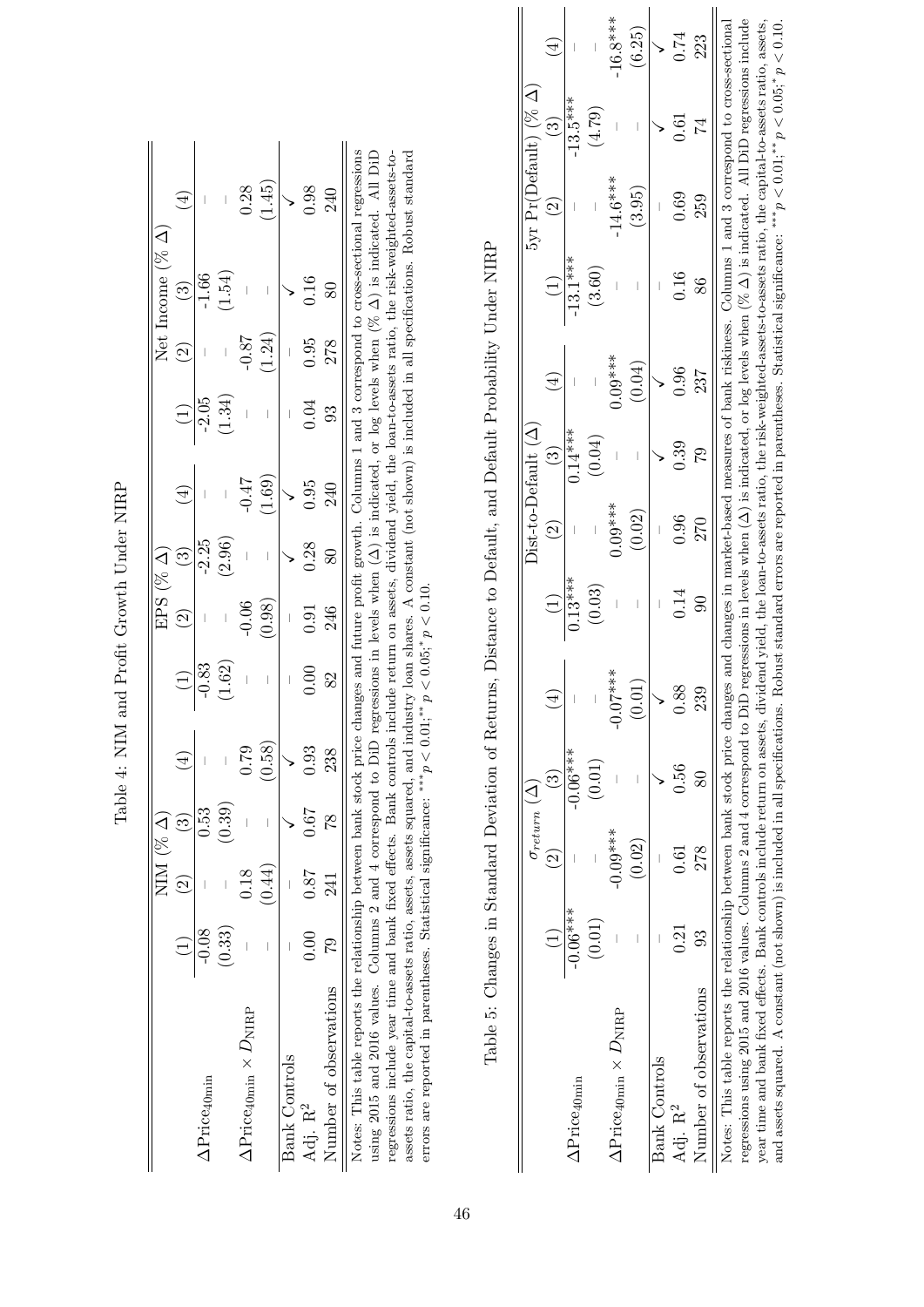Table 4: NIM and Profit Growth Under NIRP

| | NIM (% Δ) | | | | EPS (% Δ) | | | | Net Income (% Δ) | | | |
|---|---|---|---|---|---|---|---|---|---|---|---|---|
| | (1) | (2) | (3) | (4) | (1) | (2) | (3) | (4) | (1) | (2) | (3) | (4) |
| $\Delta\text{Price}_{40\text{min}}$ | -0.08 | – | 0.53 | – | -0.83 | – | -2.25 | – | -2.05 | – | -1.66 | – |
| | (0.33) | – | (0.39) | – | (1.62) | – | (2.96) | – | (1.34) | – | (1.54) | – |
| $\Delta\text{Price}_{40\text{min}} \times D_{\text{NIRP}}$ | – | 0.18 | – | 0.79 | – | -0.06 | – | -0.47 | – | -0.87 | – | 0.28 |
| | – | (0.44) | – | (0.58) | – | (0.98) | – | (1.69) | – | (1.24) | – | (1.45) |
| Bank Controls | – | – | ✓ | ✓ | – | – | ✓ | ✓ | – | – | ✓ | ✓ |
| Adj. $R^2$ | 0.00 | 0.87 | 0.67 | 0.93 | 0.00 | 0.91 | 0.28 | 0.95 | 0.04 | 0.95 | 0.16 | 0.98 |
| Number of observations | 79 | 241 | 78 | 238 | 82 | 246 | 80 | 240 | 93 | 278 | 80 | 240 |

Notes: This table reports the relationship between bank stock price changes and future profit growth. Columns 1 and 3 correspond to cross-sectional regressions using 2015 and 2016 values. Columns 2 and 4 correspond to DiD regressions in levels when (Δ) is indicated, or log levels when (% Δ) is indicated. All DiD regressions include year time and bank fixed effects. Bank controls include return on assets, dividend yield, the loan-to-assets ratio, the risk-weighted-assets-to-assets ratio, the capital-to-assets ratio, assets, assets squared, and industry loan shares. A constant (not shown) is included in all specifications. Robust standard errors are reported in parentheses. Statistical significance: $^{***}p < 0.01$; $^{**}p < 0.05$; $^{*}p < 0.10$.

Table 5: Changes in Standard Deviation of Returns, Distance to Default, and Default Probability Under NIRP

| | $\sigma_{return}$ (Δ) | | | | Dist-to-Default (Δ) | | | | 5yr Pr(Default) (% Δ) | | | |
|---|---|---|---|---|---|---|---|---|---|---|---|---|
| | (1) | (2) | (3) | (4) | (1) | (2) | (3) | (4) | (1) | (2) | (3) | (4) |
| $\Delta\text{Price}_{40\text{min}}$ | -0.06*** | – | -0.06*** | – | 0.13*** | – | 0.14*** | – | -13.1*** | – | -13.5*** | – |
| | (0.01) | – | (0.01) | – | (0.03) | – | (0.04) | – | (3.60) | – | (4.79) | – |
| $\Delta\text{Price}_{40\text{min}} \times D_{\text{NIRP}}$ | – | -0.09*** | – | -0.07*** | – | 0.09*** | – | 0.09*** | – | -14.6*** | – | -16.8*** |
| | – | (0.02) | – | (0.01) | – | (0.02) | – | (0.04) | – | (3.95) | – | (6.25) |
| Bank Controls | – | – | ✓ | ✓ | – | – | ✓ | ✓ | – | – | ✓ | ✓ |
| Adj. $R^2$ | 0.21 | 0.61 | 0.56 | 0.88 | 0.14 | 0.96 | 0.39 | 0.96 | 0.16 | 0.69 | 0.61 | 0.74 |
| Number of observations | 93 | 278 | 80 | 239 | 90 | 270 | 79 | 237 | 86 | 259 | 74 | 223 |

Notes: This table reports the relationship between bank stock price changes and changes in market-based measures of bank riskiness. Columns 1 and 3 correspond to cross-sectional regressions using 2015 and 2016 values. Columns 2 and 4 correspond to DiD regressions in levels when (Δ) is indicated, or log levels when (% Δ) is indicated. All DiD regressions include year time and bank fixed effects. Bank controls include return on assets, dividend yield, the loan-to-assets ratio, the risk-weighted-assets-to-assets ratio, the capital-to-assets ratio, assets, and assets squared. A constant (not shown) is included in all specifications. Robust standard errors are reported in parentheses. Statistical significance: $^{***}p < 0.01$; $^{**}p < 0.05$; $^{*}p < 0.10$.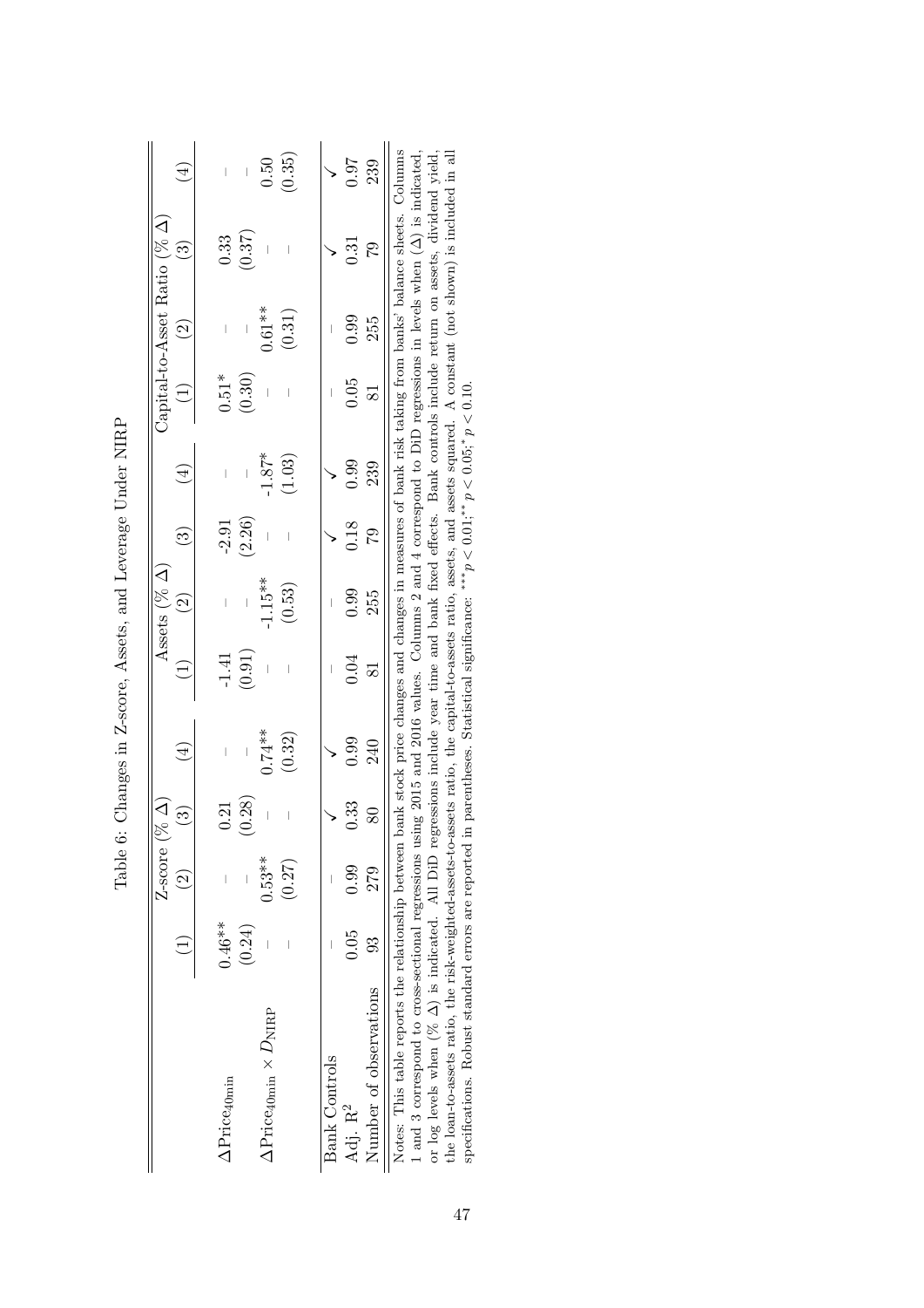Table 6: Changes in Z-score, Assets, and Leverage Under NIRP

| | Z-score (% Δ) | | | | Assets (% Δ) | | | | Capital-to-Asset Ratio (% Δ) | | | |
|---|---|---|---|---|---|---|---|---|---|---|---|---|
| | (1) | (2) | (3) | (4) | (1) | (2) | (3) | (4) | (1) | (2) | (3) | (4) |
| $\Delta\text{Price}_{40\text{min}}$ | 0.46** | – | 0.21 | – | -1.41 | – | -2.91 | – | 0.51* | – | 0.33 | – |
| | (0.24) | – | (0.28) | – | (0.91) | – | (2.26) | – | (0.30) | – | (0.37) | – |
| $\Delta\text{Price}_{40\text{min}} \times D_{\text{NIRP}}$ | – | 0.53** | – | 0.74** | – | -1.15** | – | -1.87* | – | 0.61** | – | 0.50 |
| | – | (0.27) | – | (0.32) | – | (0.53) | – | (1.03) | – | (0.31) | – | (0.35) |
| Bank Controls | – | – | ✓ | ✓ | – | – | ✓ | ✓ | – | – | ✓ | ✓ |
| Adj. $R^2$ | 0.05 | 0.99 | 0.33 | 0.99 | 0.04 | 0.99 | 0.18 | 0.99 | 0.05 | 0.99 | 0.31 | 0.97 |
| Number of observations | 93 | 279 | 80 | 240 | 81 | 255 | 79 | 239 | 81 | 255 | 79 | 239 |

Notes: This table reports the relationship between bank stock price changes and changes in measures of bank risk taking from banks' balance sheets. Columns 1 and 3 correspond to cross-sectional regressions using 2015 and 2016 values. Columns 2 and 4 correspond to DiD regressions in levels when (Δ) is indicated, or log levels when (% Δ) is indicated. All DiD regressions include year time and bank fixed effects. Bank controls include return on assets, dividend yield, the loan-to-assets ratio, the risk-weighted-assets-to-assets ratio, the capital-to-assets ratio, assets, and assets squared. A constant (not shown) is included in all specifications. Robust standard errors are reported in parentheses. Statistical significance: *** $p < 0.01$; ** $p < 0.05$; * $p < 0.10$.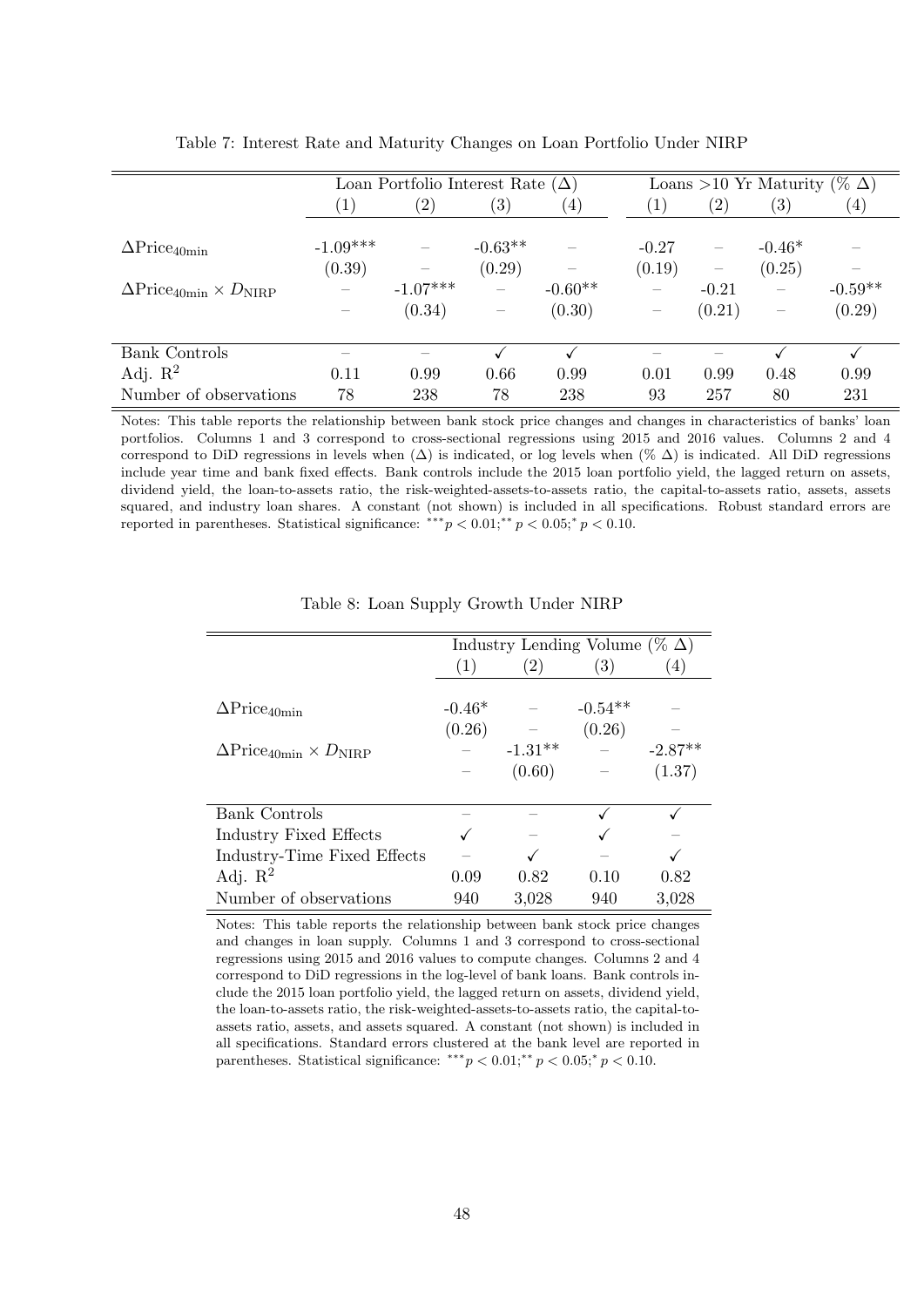Table 7: Interest Rate and Maturity Changes on Loan Portfolio Under NIRP

| | Loan Portfolio Interest Rate ($\Delta$) | | | | Loans >10 Yr Maturity (% $\Delta$) | | | |
|---|---|---|---|---|---|---|---|---|
| | (1) | (2) | (3) | (4) | (1) | (2) | (3) | (4) |
| $\Delta\text{Price}_{40\text{min}}$ | -1.09*** | – | -0.63** | – | -0.27 | – | -0.46* | – |
| | (0.39) | – | (0.29) | – | (0.19) | – | (0.25) | – |
| $\Delta\text{Price}_{40\text{min}} \times D_{\text{NIRP}}$ | – | -1.07*** | – | -0.60** | – | -0.21 | – | -0.59** |
| | – | (0.34) | – | (0.30) | – | (0.21) | – | (0.29) |
| Bank Controls | – | – | ✓ | ✓ | – | – | ✓ | ✓ |
| Adj. $R^2$ | 0.11 | 0.99 | 0.66 | 0.99 | 0.01 | 0.99 | 0.48 | 0.99 |
| Number of observations | 78 | 238 | 78 | 238 | 93 | 257 | 80 | 231 |

Notes: This table reports the relationship between bank stock price changes and changes in characteristics of banks' loan portfolios. Columns 1 and 3 correspond to cross-sectional regressions using 2015 and 2016 values. Columns 2 and 4 correspond to DiD regressions in levels when ($\Delta$) is indicated, or log levels when (% $\Delta$) is indicated. All DiD regressions include year time and bank fixed effects. Bank controls include the 2015 loan portfolio yield, the lagged return on assets, dividend yield, the loan-to-assets ratio, the risk-weighted-assets-to-assets ratio, the capital-to-assets ratio, assets, assets squared, and industry loan shares. A constant (not shown) is included in all specifications. Robust standard errors are reported in parentheses. Statistical significance: $^{***}p < 0.01$;$^{**}p < 0.05$;$^{*}p < 0.10$.

Table 8: Loan Supply Growth Under NIRP

| | Industry Lending Volume (% $\Delta$) | | | |
|---|---|---|---|---|
| | (1) | (2) | (3) | (4) |
| $\Delta\text{Price}_{40\text{min}}$ | -0.46* | – | -0.54** | – |
| | (0.26) | – | (0.26) | – |
| $\Delta\text{Price}_{40\text{min}} \times D_{\text{NIRP}}$ | – | -1.31** | – | -2.87** |
| | – | (0.60) | – | (1.37) |
| Bank Controls | – | – | ✓ | ✓ |
| Industry Fixed Effects | ✓ | – | ✓ | – |
| Industry-Time Fixed Effects | – | ✓ | – | ✓ |
| Adj. $R^2$ | 0.09 | 0.82 | 0.10 | 0.82 |
| Number of observations | 940 | 3,028 | 940 | 3,028 |

Notes: This table reports the relationship between bank stock price changes and changes in loan supply. Columns 1 and 3 correspond to cross-sectional regressions using 2015 and 2016 values to compute changes. Columns 2 and 4 correspond to DiD regressions in the log-level of bank loans. Bank controls include the 2015 loan portfolio yield, the lagged return on assets, dividend yield, the loan-to-assets ratio, the risk-weighted-assets-to-assets ratio, the capital-to-assets ratio, assets, and assets squared. A constant (not shown) is included in all specifications. Standard errors clustered at the bank level are reported in parentheses. Statistical significance: $^{***}p < 0.01$;$^{**}p < 0.05$;$^{*}p < 0.10$.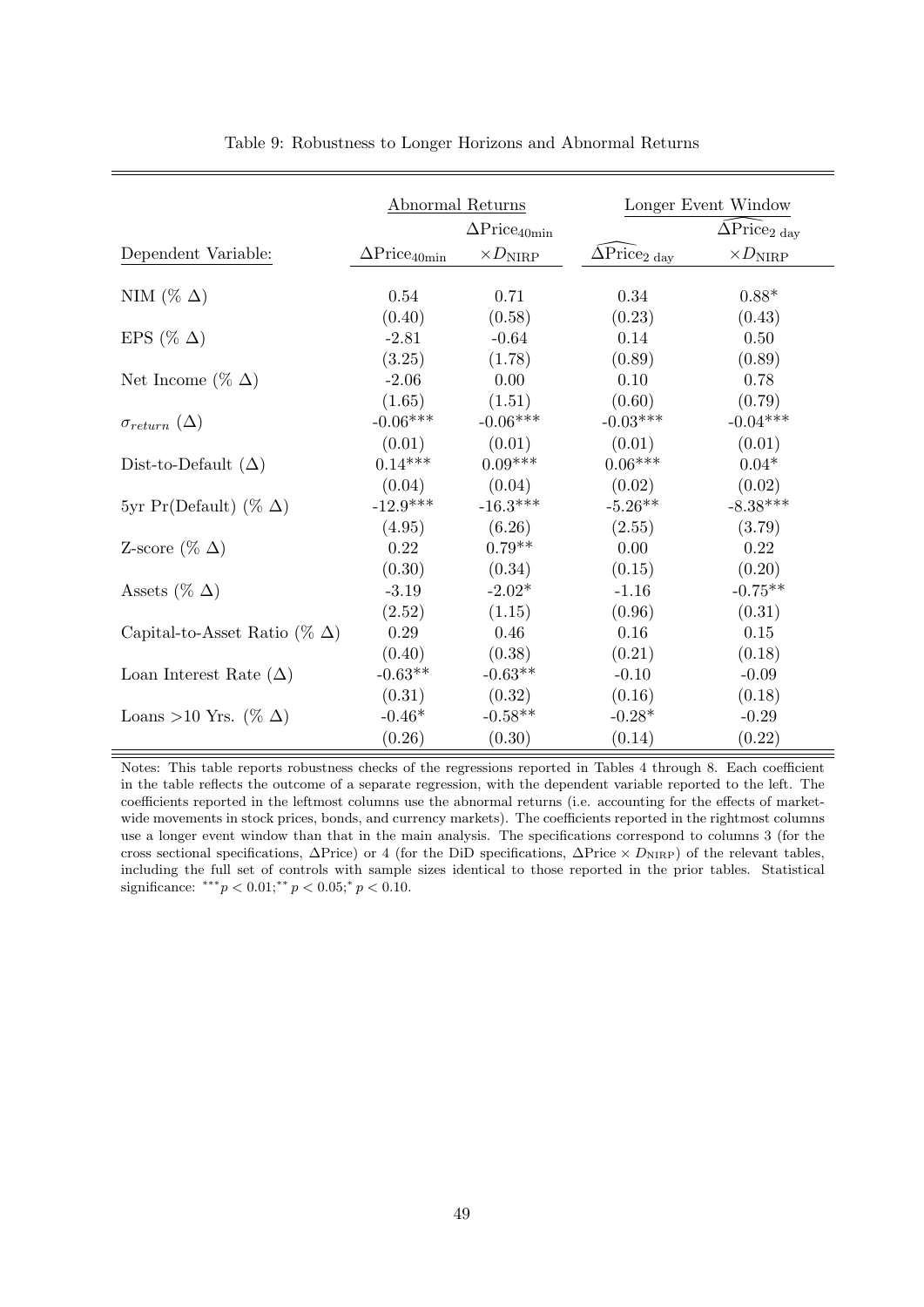Table 9: Robustness to Longer Horizons and Abnormal Returns

| | Abnormal Returns | | Longer Event Window | |
|---|---|---|---|---|
| Dependent Variable: | $\Delta\text{Price}_{40\text{min}}$ | $\Delta\text{Price}_{40\text{min}} \times D_{\text{NIRP}}$ | $\widehat{\Delta\text{Price}}_{2\text{ day}}$ | $\widehat{\Delta\text{Price}}_{2\text{ day}} \times D_{\text{NIRP}}$ |
| NIM (% $\Delta$) | 0.54 | 0.71 | 0.34 | 0.88* |
| | (0.40) | (0.58) | (0.23) | (0.43) |
| EPS (% $\Delta$) | -2.81 | -0.64 | 0.14 | 0.50 |
| | (3.25) | (1.78) | (0.89) | (0.89) |
| Net Income (% $\Delta$) | -2.06 | 0.00 | 0.10 | 0.78 |
| | (1.65) | (1.51) | (0.60) | (0.79) |
| $\sigma_{return}$ ($\Delta$) | -0.06*** | -0.06*** | -0.03*** | -0.04*** |
| | (0.01) | (0.01) | (0.01) | (0.01) |
| Dist-to-Default ($\Delta$) | 0.14*** | 0.09*** | 0.06*** | 0.04* |
| | (0.04) | (0.04) | (0.02) | (0.02) |
| 5yr Pr(Default) (% $\Delta$) | -12.9*** | -16.3*** | -5.26** | -8.38*** |
| | (4.95) | (6.26) | (2.55) | (3.79) |
| Z-score (% $\Delta$) | 0.22 | 0.79** | 0.00 | 0.22 |
| | (0.30) | (0.34) | (0.15) | (0.20) |
| Assets (% $\Delta$) | -3.19 | -2.02* | -1.16 | -0.75** |
| | (2.52) | (1.15) | (0.96) | (0.31) |
| Capital-to-Asset Ratio (% $\Delta$) | 0.29 | 0.46 | 0.16 | 0.15 |
| | (0.40) | (0.38) | (0.21) | (0.18) |
| Loan Interest Rate ($\Delta$) | -0.63** | -0.63** | -0.10 | -0.09 |
| | (0.31) | (0.32) | (0.16) | (0.18) |
| Loans >10 Yrs. (% $\Delta$) | -0.46* | -0.58** | -0.28* | -0.29 |
| | (0.26) | (0.30) | (0.14) | (0.22) |

Notes: This table reports robustness checks of the regressions reported in Tables 4 through 8. Each coefficient in the table reflects the outcome of a separate regression, with the dependent variable reported to the left. The coefficients reported in the leftmost columns use the abnormal returns (i.e. accounting for the effects of market-wide movements in stock prices, bonds, and currency markets). The coefficients reported in the rightmost columns use a longer event window than that in the main analysis. The specifications correspond to columns 3 (for the cross sectional specifications, $\Delta$Price) or 4 (for the DiD specifications, $\Delta\text{Price} \times D_{\text{NIRP}}$) of the relevant tables, including the full set of controls with sample sizes identical to those reported in the prior tables. Statistical significance: $^{***}p < 0.01$; $^{**}p < 0.05$; $^{*}p < 0.10$.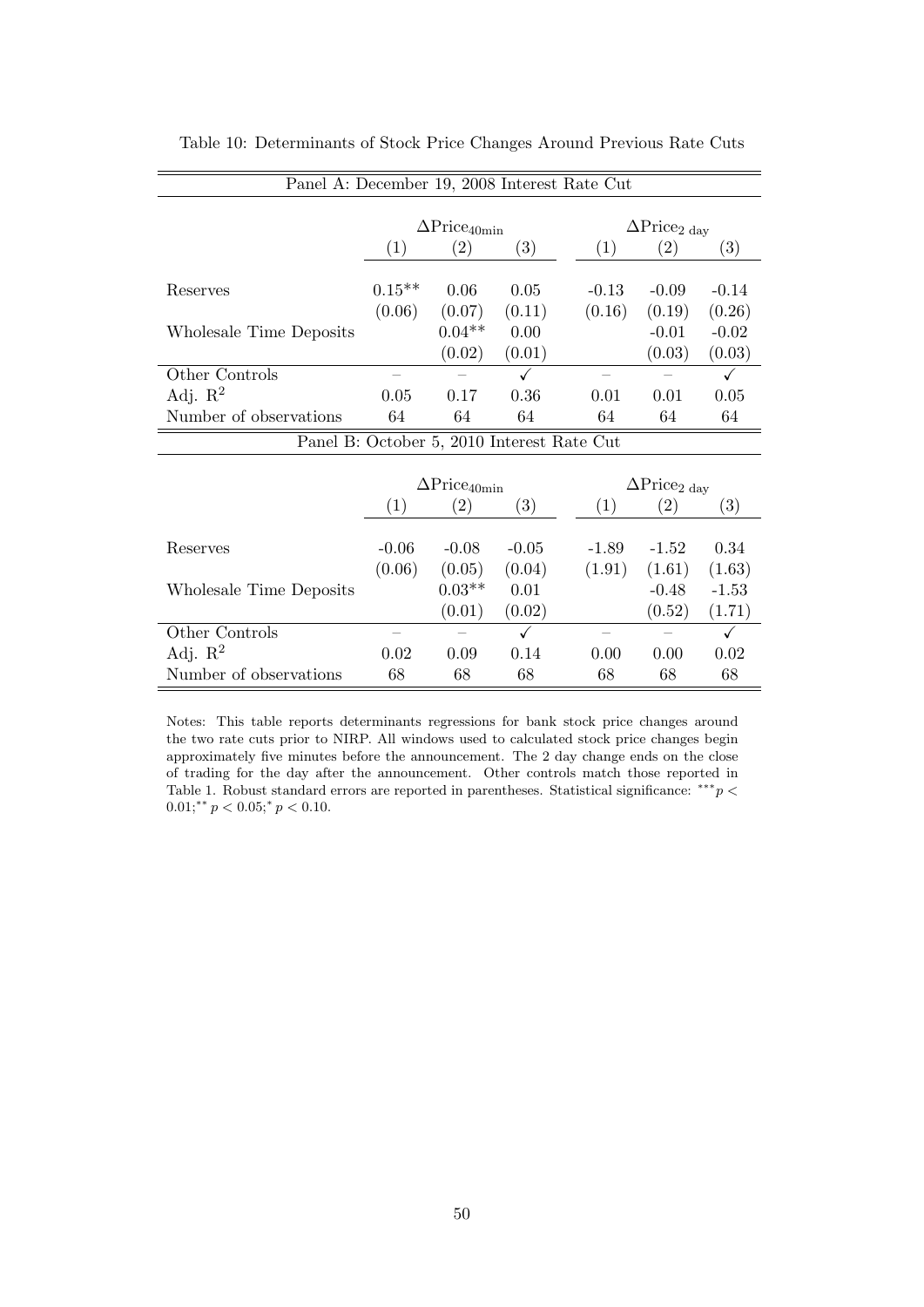Table 10: Determinants of Stock Price Changes Around Previous Rate Cuts

| Panel A: December 19, 2008 Interest Rate Cut | | | | | | |
|---|---|---|---|---|---|---|
| | $\Delta\text{Price}_{40\text{min}}$ | | | $\Delta\text{Price}_{2\text{ day}}$ | | |
| | (1) | (2) | (3) | (1) | (2) | (3) |
| Reserves | 0.15** | 0.06 | 0.05 | -0.13 | -0.09 | -0.14 |
| | (0.06) | (0.07) | (0.11) | (0.16) | (0.19) | (0.26) |
| Wholesale Time Deposits | | 0.04** | 0.00 | | -0.01 | -0.02 |
| | | (0.02) | (0.01) | | (0.03) | (0.03) |
| Other Controls | – | – | ✓ | – | – | ✓ |
| Adj. $R^2$ | 0.05 | 0.17 | 0.36 | 0.01 | 0.01 | 0.05 |
| Number of observations | 64 | 64 | 64 | 64 | 64 | 64 |

| Panel B: October 5, 2010 Interest Rate Cut | | | | | | |
|---|---|---|---|---|---|---|
| | $\Delta\text{Price}_{40\text{min}}$ | | | $\Delta\text{Price}_{2\text{ day}}$ | | |
| | (1) | (2) | (3) | (1) | (2) | (3) |
| Reserves | -0.06 | -0.08 | -0.05 | -1.89 | -1.52 | 0.34 |
| | (0.06) | (0.05) | (0.04) | (1.91) | (1.61) | (1.63) |
| Wholesale Time Deposits | | 0.03** | 0.01 | | -0.48 | -1.53 |
| | | (0.01) | (0.02) | | (0.52) | (1.71) |
| Other Controls | – | – | ✓ | – | – | ✓ |
| Adj. $R^2$ | 0.02 | 0.09 | 0.14 | 0.00 | 0.00 | 0.02 |
| Number of observations | 68 | 68 | 68 | 68 | 68 | 68 |

Notes: This table reports determinants regressions for bank stock price changes around the two rate cuts prior to NIRP. All windows used to calculated stock price changes begin approximately five minutes before the announcement. The 2 day change ends on the close of trading for the day after the announcement. Other controls match those reported in Table 1. Robust standard errors are reported in parentheses. Statistical significance: $^{***}p < 0.01; ^{**}p < 0.05; ^{*}p < 0.10$.